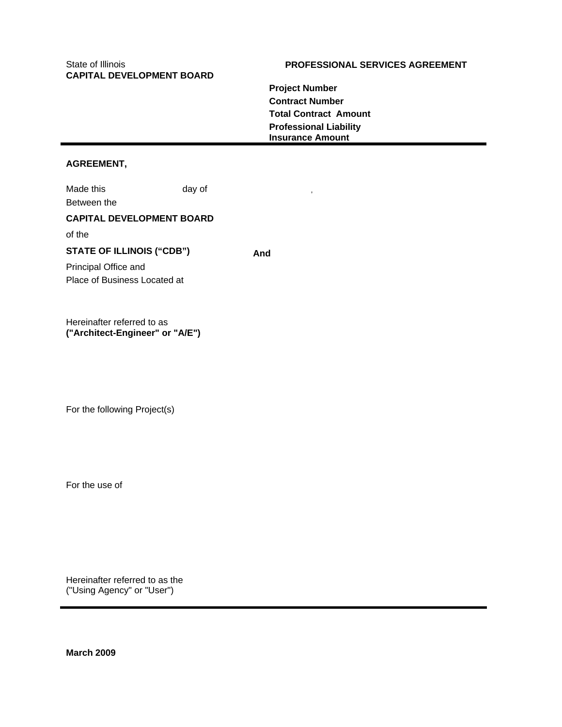State of Illinois
**CAPITAL DEVELOPMENT BOARD**

**PROFESSIONAL SERVICES AGREEMENT**

**Project Number**
**Contract Number**
**Total Contract Amount**
**Professional Liability Insurance Amount**

---

**AGREEMENT,**

Made this day of ,

Between the

**CAPITAL DEVELOPMENT BOARD**

of the

**STATE OF ILLINOIS ("CDB")** **And**

Principal Office and
Place of Business Located at

Hereinafter referred to as
**("Architect-Engineer" or "A/E")**

For the following Project(s)

For the use of

Hereinafter referred to as the
("Using Agency" or "User")

---

**March 2009**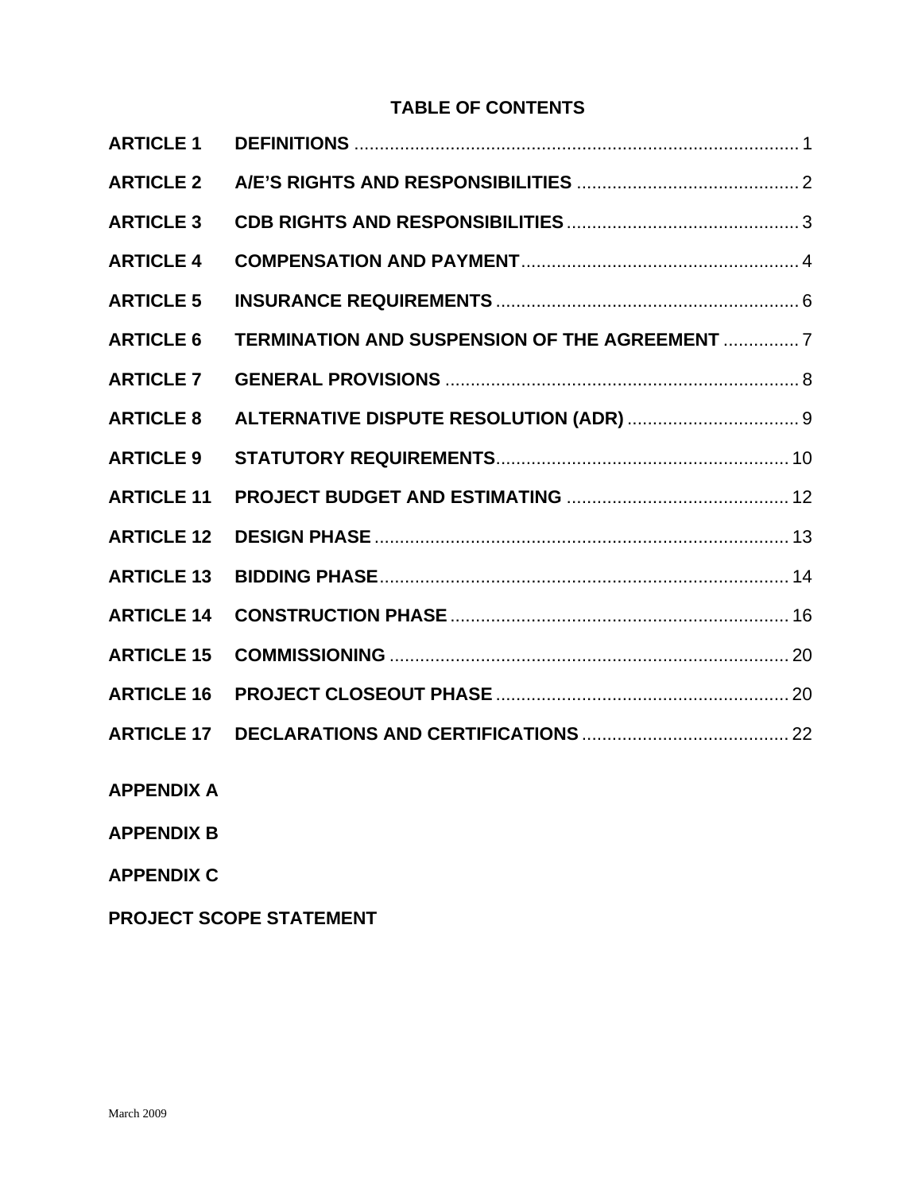# TABLE OF CONTENTS

| | | |
|---|---|---|
| **ARTICLE 1** | **DEFINITIONS** | 1 |
| **ARTICLE 2** | **A/E'S RIGHTS AND RESPONSIBILITIES** | 2 |
| **ARTICLE 3** | **CDB RIGHTS AND RESPONSIBILITIES** | 3 |
| **ARTICLE 4** | **COMPENSATION AND PAYMENT** | 4 |
| **ARTICLE 5** | **INSURANCE REQUIREMENTS** | 6 |
| **ARTICLE 6** | **TERMINATION AND SUSPENSION OF THE AGREEMENT** | 7 |
| **ARTICLE 7** | **GENERAL PROVISIONS** | 8 |
| **ARTICLE 8** | **ALTERNATIVE DISPUTE RESOLUTION (ADR)** | 9 |
| **ARTICLE 9** | **STATUTORY REQUIREMENTS** | 10 |
| **ARTICLE 11** | **PROJECT BUDGET AND ESTIMATING** | 12 |
| **ARTICLE 12** | **DESIGN PHASE** | 13 |
| **ARTICLE 13** | **BIDDING PHASE** | 14 |
| **ARTICLE 14** | **CONSTRUCTION PHASE** | 16 |
| **ARTICLE 15** | **COMMISSIONING** | 20 |
| **ARTICLE 16** | **PROJECT CLOSEOUT PHASE** | 20 |
| **ARTICLE 17** | **DECLARATIONS AND CERTIFICATIONS** | 22 |

**APPENDIX A**

**APPENDIX B**

**APPENDIX C**

**PROJECT SCOPE STATEMENT**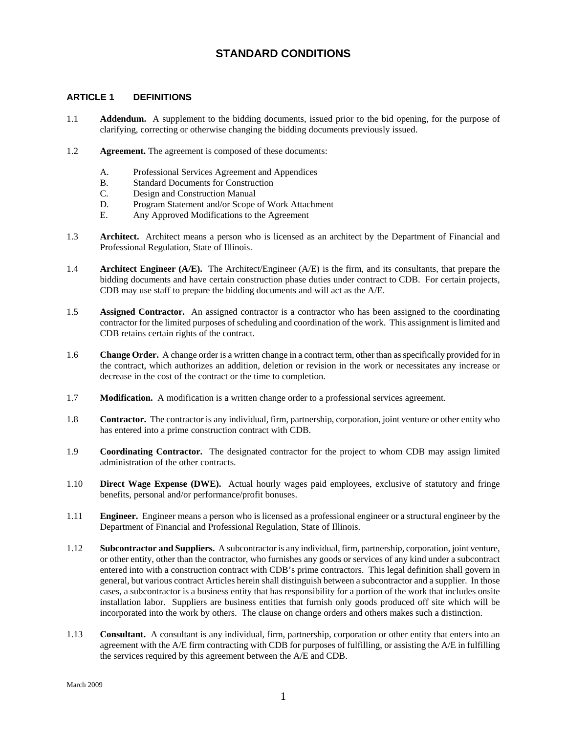# STANDARD CONDITIONS

## ARTICLE 1 DEFINITIONS

1.1 **Addendum.** A supplement to the bidding documents, issued prior to the bid opening, for the purpose of clarifying, correcting or otherwise changing the bidding documents previously issued.

1.2 **Agreement.** The agreement is composed of these documents:

   A. Professional Services Agreement and Appendices
   B. Standard Documents for Construction
   C. Design and Construction Manual
   D. Program Statement and/or Scope of Work Attachment
   E. Any Approved Modifications to the Agreement

1.3 **Architect.** Architect means a person who is licensed as an architect by the Department of Financial and Professional Regulation, State of Illinois.

1.4 **Architect Engineer (A/E).** The Architect/Engineer (A/E) is the firm, and its consultants, that prepare the bidding documents and have certain construction phase duties under contract to CDB. For certain projects, CDB may use staff to prepare the bidding documents and will act as the A/E.

1.5 **Assigned Contractor.** An assigned contractor is a contractor who has been assigned to the coordinating contractor for the limited purposes of scheduling and coordination of the work. This assignment is limited and CDB retains certain rights of the contract.

1.6 **Change Order.** A change order is a written change in a contract term, other than as specifically provided for in the contract, which authorizes an addition, deletion or revision in the work or necessitates any increase or decrease in the cost of the contract or the time to completion.

1.7 **Modification.** A modification is a written change order to a professional services agreement.

1.8 **Contractor.** The contractor is any individual, firm, partnership, corporation, joint venture or other entity who has entered into a prime construction contract with CDB.

1.9 **Coordinating Contractor.** The designated contractor for the project to whom CDB may assign limited administration of the other contracts.

1.10 **Direct Wage Expense (DWE).** Actual hourly wages paid employees, exclusive of statutory and fringe benefits, personal and/or performance/profit bonuses.

1.11 **Engineer.** Engineer means a person who is licensed as a professional engineer or a structural engineer by the Department of Financial and Professional Regulation, State of Illinois.

1.12 **Subcontractor and Suppliers.** A subcontractor is any individual, firm, partnership, corporation, joint venture, or other entity, other than the contractor, who furnishes any goods or services of any kind under a subcontract entered into with a construction contract with CDB's prime contractors. This legal definition shall govern in general, but various contract Articles herein shall distinguish between a subcontractor and a supplier. In those cases, a subcontractor is a business entity that has responsibility for a portion of the work that includes onsite installation labor. Suppliers are business entities that furnish only goods produced off site which will be incorporated into the work by others. The clause on change orders and others makes such a distinction.

1.13 **Consultant.** A consultant is any individual, firm, partnership, corporation or other entity that enters into an agreement with the A/E firm contracting with CDB for purposes of fulfilling, or assisting the A/E in fulfilling the services required by this agreement between the A/E and CDB.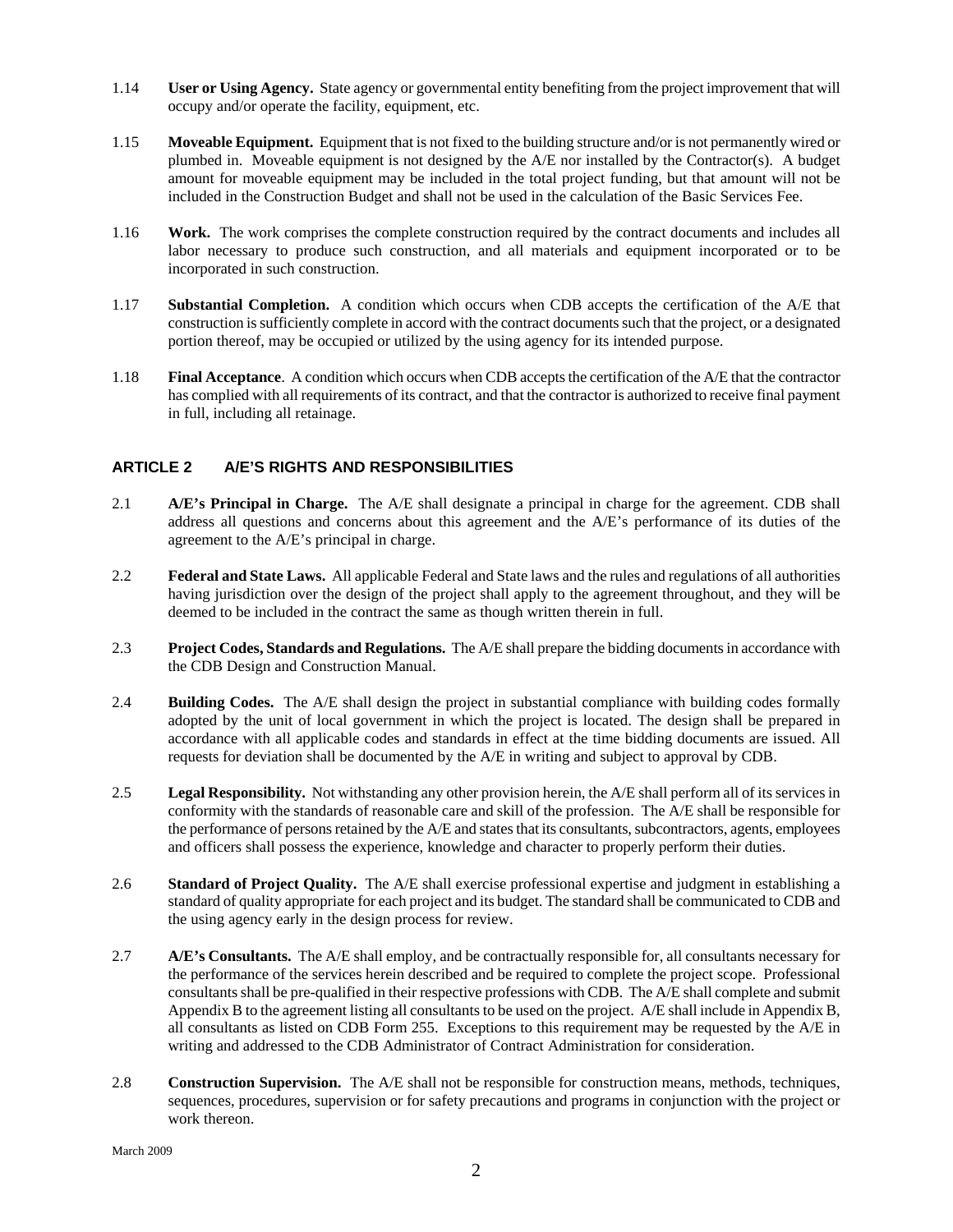1.14 **User or Using Agency.** State agency or governmental entity benefiting from the project improvement that will occupy and/or operate the facility, equipment, etc.

1.15 **Moveable Equipment.** Equipment that is not fixed to the building structure and/or is not permanently wired or plumbed in. Moveable equipment is not designed by the A/E nor installed by the Contractor(s). A budget amount for moveable equipment may be included in the total project funding, but that amount will not be included in the Construction Budget and shall not be used in the calculation of the Basic Services Fee.

1.16 **Work.** The work comprises the complete construction required by the contract documents and includes all labor necessary to produce such construction, and all materials and equipment incorporated or to be incorporated in such construction.

1.17 **Substantial Completion.** A condition which occurs when CDB accepts the certification of the A/E that construction is sufficiently complete in accord with the contract documents such that the project, or a designated portion thereof, may be occupied or utilized by the using agency for its intended purpose.

1.18 **Final Acceptance**. A condition which occurs when CDB accepts the certification of the A/E that the contractor has complied with all requirements of its contract, and that the contractor is authorized to receive final payment in full, including all retainage.

## ARTICLE 2 A/E'S RIGHTS AND RESPONSIBILITIES

2.1 **A/E's Principal in Charge.** The A/E shall designate a principal in charge for the agreement. CDB shall address all questions and concerns about this agreement and the A/E's performance of its duties of the agreement to the A/E's principal in charge.

2.2 **Federal and State Laws.** All applicable Federal and State laws and the rules and regulations of all authorities having jurisdiction over the design of the project shall apply to the agreement throughout, and they will be deemed to be included in the contract the same as though written therein in full.

2.3 **Project Codes, Standards and Regulations.** The A/E shall prepare the bidding documents in accordance with the CDB Design and Construction Manual.

2.4 **Building Codes.** The A/E shall design the project in substantial compliance with building codes formally adopted by the unit of local government in which the project is located. The design shall be prepared in accordance with all applicable codes and standards in effect at the time bidding documents are issued. All requests for deviation shall be documented by the A/E in writing and subject to approval by CDB.

2.5 **Legal Responsibility.** Not withstanding any other provision herein, the A/E shall perform all of its services in conformity with the standards of reasonable care and skill of the profession. The A/E shall be responsible for the performance of persons retained by the A/E and states that its consultants, subcontractors, agents, employees and officers shall possess the experience, knowledge and character to properly perform their duties.

2.6 **Standard of Project Quality.** The A/E shall exercise professional expertise and judgment in establishing a standard of quality appropriate for each project and its budget. The standard shall be communicated to CDB and the using agency early in the design process for review.

2.7 **A/E's Consultants.** The A/E shall employ, and be contractually responsible for, all consultants necessary for the performance of the services herein described and be required to complete the project scope. Professional consultants shall be pre-qualified in their respective professions with CDB. The A/E shall complete and submit Appendix B to the agreement listing all consultants to be used on the project. A/E shall include in Appendix B, all consultants as listed on CDB Form 255. Exceptions to this requirement may be requested by the A/E in writing and addressed to the CDB Administrator of Contract Administration for consideration.

2.8 **Construction Supervision.** The A/E shall not be responsible for construction means, methods, techniques, sequences, procedures, supervision or for safety precautions and programs in conjunction with the project or work thereon.

March 2009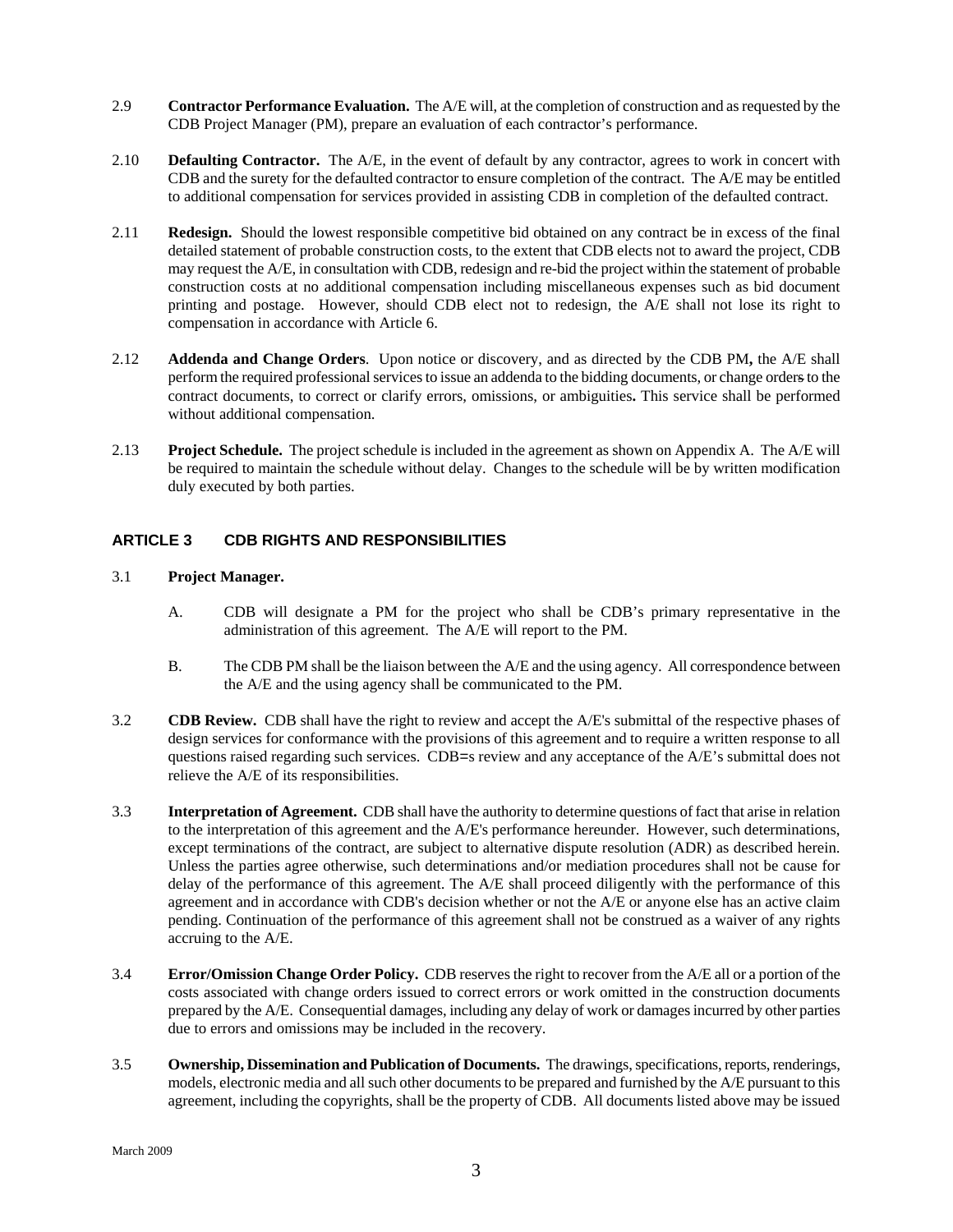2.9 **Contractor Performance Evaluation.** The A/E will, at the completion of construction and as requested by the CDB Project Manager (PM), prepare an evaluation of each contractor's performance.

2.10 **Defaulting Contractor.** The A/E, in the event of default by any contractor, agrees to work in concert with CDB and the surety for the defaulted contractor to ensure completion of the contract. The A/E may be entitled to additional compensation for services provided in assisting CDB in completion of the defaulted contract.

2.11 **Redesign.** Should the lowest responsible competitive bid obtained on any contract be in excess of the final detailed statement of probable construction costs, to the extent that CDB elects not to award the project, CDB may request the A/E, in consultation with CDB, redesign and re-bid the project within the statement of probable construction costs at no additional compensation including miscellaneous expenses such as bid document printing and postage. However, should CDB elect not to redesign, the A/E shall not lose its right to compensation in accordance with Article 6.

2.12 **Addenda and Change Orders**. Upon notice or discovery, and as directed by the CDB PM**,** the A/E shall perform the required professional services to issue an addenda to the bidding documents, or change orders to the contract documents, to correct or clarify errors, omissions, or ambiguities**.** This service shall be performed without additional compensation.

2.13 **Project Schedule.** The project schedule is included in the agreement as shown on Appendix A. The A/E will be required to maintain the schedule without delay. Changes to the schedule will be by written modification duly executed by both parties.

## ARTICLE 3 CDB RIGHTS AND RESPONSIBILITIES

3.1 **Project Manager.**

A. CDB will designate a PM for the project who shall be CDB's primary representative in the administration of this agreement. The A/E will report to the PM.

B. The CDB PM shall be the liaison between the A/E and the using agency. All correspondence between the A/E and the using agency shall be communicated to the PM.

3.2 **CDB Review.** CDB shall have the right to review and accept the A/E's submittal of the respective phases of design services for conformance with the provisions of this agreement and to require a written response to all questions raised regarding such services. CDB=s review and any acceptance of the A/E's submittal does not relieve the A/E of its responsibilities.

3.3 **Interpretation of Agreement.** CDB shall have the authority to determine questions of fact that arise in relation to the interpretation of this agreement and the A/E's performance hereunder. However, such determinations, except terminations of the contract, are subject to alternative dispute resolution (ADR) as described herein. Unless the parties agree otherwise, such determinations and/or mediation procedures shall not be cause for delay of the performance of this agreement. The A/E shall proceed diligently with the performance of this agreement and in accordance with CDB's decision whether or not the A/E or anyone else has an active claim pending. Continuation of the performance of this agreement shall not be construed as a waiver of any rights accruing to the A/E.

3.4 **Error/Omission Change Order Policy.** CDB reserves the right to recover from the A/E all or a portion of the costs associated with change orders issued to correct errors or work omitted in the construction documents prepared by the A/E. Consequential damages, including any delay of work or damages incurred by other parties due to errors and omissions may be included in the recovery.

3.5 **Ownership, Dissemination and Publication of Documents.** The drawings, specifications, reports, renderings, models, electronic media and all such other documents to be prepared and furnished by the A/E pursuant to this agreement, including the copyrights, shall be the property of CDB. All documents listed above may be issued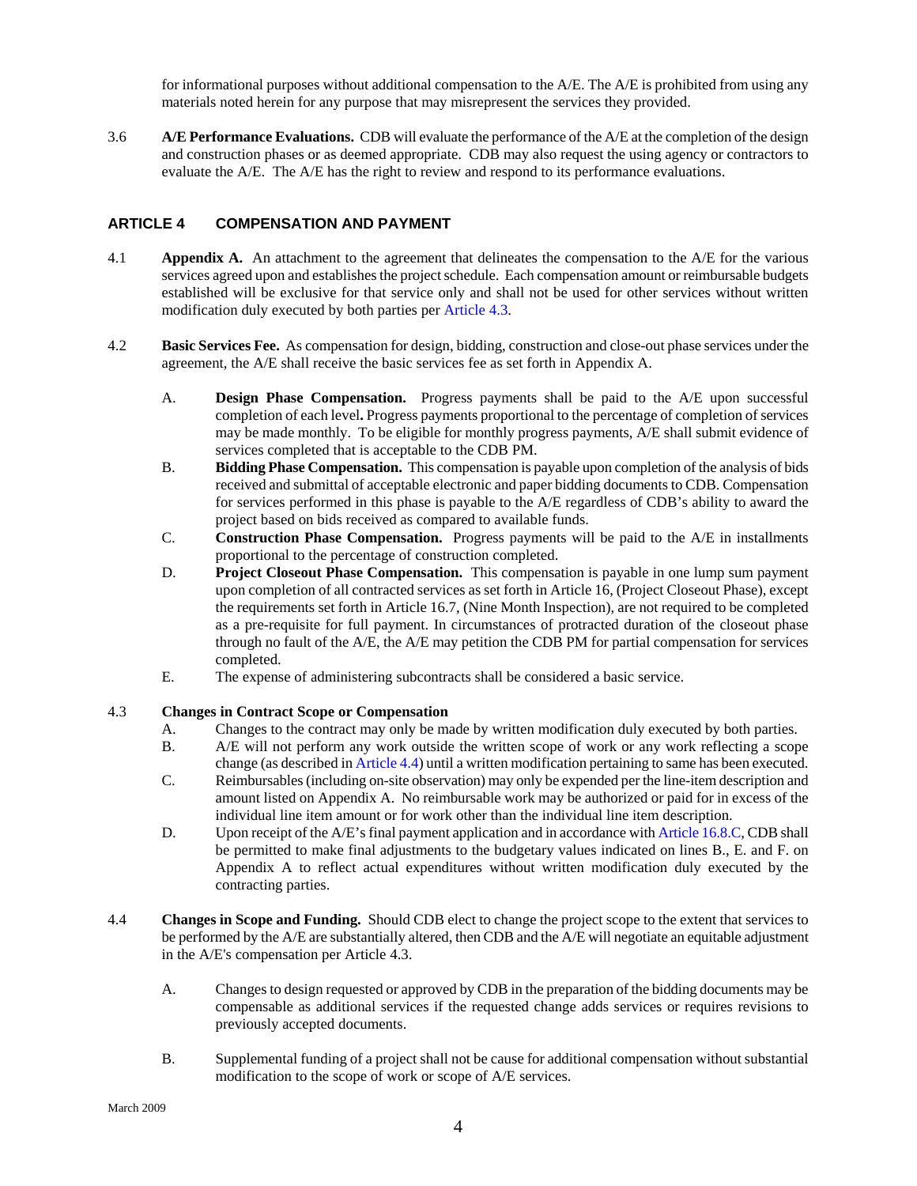for informational purposes without additional compensation to the A/E. The A/E is prohibited from using any materials noted herein for any purpose that may misrepresent the services they provided.

3.6 **A/E Performance Evaluations.** CDB will evaluate the performance of the A/E at the completion of the design and construction phases or as deemed appropriate. CDB may also request the using agency or contractors to evaluate the A/E. The A/E has the right to review and respond to its performance evaluations.

## ARTICLE 4 COMPENSATION AND PAYMENT

4.1 **Appendix A.** An attachment to the agreement that delineates the compensation to the A/E for the various services agreed upon and establishes the project schedule. Each compensation amount or reimbursable budgets established will be exclusive for that service only and shall not be used for other services without written modification duly executed by both parties per Article 4.3.

4.2 **Basic Services Fee.** As compensation for design, bidding, construction and close-out phase services under the agreement, the A/E shall receive the basic services fee as set forth in Appendix A.

A. **Design Phase Compensation.** Progress payments shall be paid to the A/E upon successful completion of each level**.** Progress payments proportional to the percentage of completion of services may be made monthly. To be eligible for monthly progress payments, A/E shall submit evidence of services completed that is acceptable to the CDB PM.

B. **Bidding Phase Compensation.** This compensation is payable upon completion of the analysis of bids received and submittal of acceptable electronic and paper bidding documents to CDB. Compensation for services performed in this phase is payable to the A/E regardless of CDB's ability to award the project based on bids received as compared to available funds.

C. **Construction Phase Compensation.** Progress payments will be paid to the A/E in installments proportional to the percentage of construction completed.

D. **Project Closeout Phase Compensation.** This compensation is payable in one lump sum payment upon completion of all contracted services as set forth in Article 16, (Project Closeout Phase), except the requirements set forth in Article 16.7, (Nine Month Inspection), are not required to be completed as a pre-requisite for full payment. In circumstances of protracted duration of the closeout phase through no fault of the A/E, the A/E may petition the CDB PM for partial compensation for services completed.

E. The expense of administering subcontracts shall be considered a basic service.

4.3 **Changes in Contract Scope or Compensation**

A. Changes to the contract may only be made by written modification duly executed by both parties.

B. A/E will not perform any work outside the written scope of work or any work reflecting a scope change (as described in Article 4.4) until a written modification pertaining to same has been executed.

C. Reimbursables (including on-site observation) may only be expended per the line-item description and amount listed on Appendix A. No reimbursable work may be authorized or paid for in excess of the individual line item amount or for work other than the individual line item description.

D. Upon receipt of the A/E's final payment application and in accordance with Article 16.8.C, CDB shall be permitted to make final adjustments to the budgetary values indicated on lines B., E. and F. on Appendix A to reflect actual expenditures without written modification duly executed by the contracting parties.

4.4 **Changes in Scope and Funding.** Should CDB elect to change the project scope to the extent that services to be performed by the A/E are substantially altered, then CDB and the A/E will negotiate an equitable adjustment in the A/E's compensation per Article 4.3.

A. Changes to design requested or approved by CDB in the preparation of the bidding documents may be compensable as additional services if the requested change adds services or requires revisions to previously accepted documents.

B. Supplemental funding of a project shall not be cause for additional compensation without substantial modification to the scope of work or scope of A/E services.

March 2009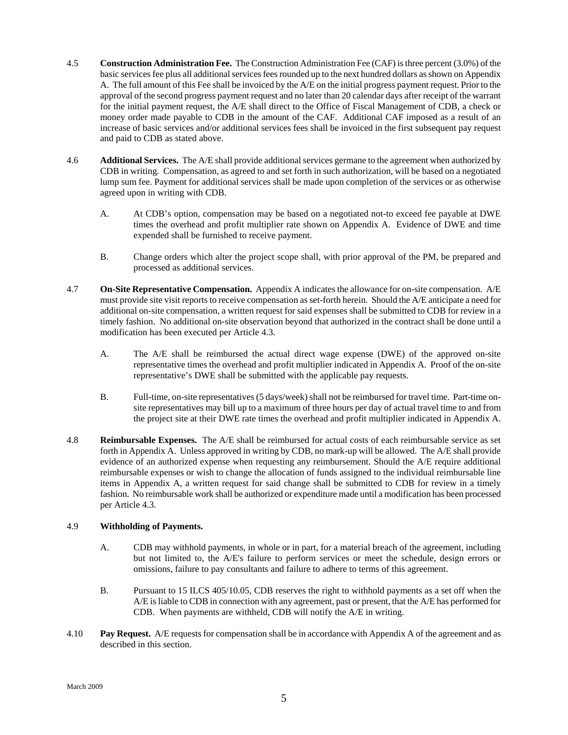4.5 **Construction Administration Fee.** The Construction Administration Fee (CAF) is three percent (3.0%) of the basic services fee plus all additional services fees rounded up to the next hundred dollars as shown on Appendix A. The full amount of this Fee shall be invoiced by the A/E on the initial progress payment request. Prior to the approval of the second progress payment request and no later than 20 calendar days after receipt of the warrant for the initial payment request, the A/E shall direct to the Office of Fiscal Management of CDB, a check or money order made payable to CDB in the amount of the CAF. Additional CAF imposed as a result of an increase of basic services and/or additional services fees shall be invoiced in the first subsequent pay request and paid to CDB as stated above.

4.6 **Additional Services.** The A/E shall provide additional services germane to the agreement when authorized by CDB in writing. Compensation, as agreed to and set forth in such authorization, will be based on a negotiated lump sum fee. Payment for additional services shall be made upon completion of the services or as otherwise agreed upon in writing with CDB.

A. At CDB's option, compensation may be based on a negotiated not-to exceed fee payable at DWE times the overhead and profit multiplier rate shown on Appendix A. Evidence of DWE and time expended shall be furnished to receive payment.

B. Change orders which alter the project scope shall, with prior approval of the PM, be prepared and processed as additional services.

4.7 **On-Site Representative Compensation.** Appendix A indicates the allowance for on-site compensation. A/E must provide site visit reports to receive compensation as set-forth herein. Should the A/E anticipate a need for additional on-site compensation, a written request for said expenses shall be submitted to CDB for review in a timely fashion. No additional on-site observation beyond that authorized in the contract shall be done until a modification has been executed per Article 4.3.

A. The A/E shall be reimbursed the actual direct wage expense (DWE) of the approved on-site representative times the overhead and profit multiplier indicated in Appendix A. Proof of the on-site representative's DWE shall be submitted with the applicable pay requests.

B. Full-time, on-site representatives (5 days/week) shall not be reimbursed for travel time. Part-time on-site representatives may bill up to a maximum of three hours per day of actual travel time to and from the project site at their DWE rate times the overhead and profit multiplier indicated in Appendix A.

4.8 **Reimbursable Expenses.** The A/E shall be reimbursed for actual costs of each reimbursable service as set forth in Appendix A. Unless approved in writing by CDB, no mark-up will be allowed. The A/E shall provide evidence of an authorized expense when requesting any reimbursement. Should the A/E require additional reimbursable expenses or wish to change the allocation of funds assigned to the individual reimbursable line items in Appendix A, a written request for said change shall be submitted to CDB for review in a timely fashion. No reimbursable work shall be authorized or expenditure made until a modification has been processed per Article 4.3.

4.9 **Withholding of Payments.**

A. CDB may withhold payments, in whole or in part, for a material breach of the agreement, including but not limited to, the A/E's failure to perform services or meet the schedule, design errors or omissions, failure to pay consultants and failure to adhere to terms of this agreement.

B. Pursuant to 15 ILCS 405/10.05, CDB reserves the right to withhold payments as a set off when the A/E is liable to CDB in connection with any agreement, past or present, that the A/E has performed for CDB. When payments are withheld, CDB will notify the A/E in writing.

4.10 **Pay Request.** A/E requests for compensation shall be in accordance with Appendix A of the agreement and as described in this section.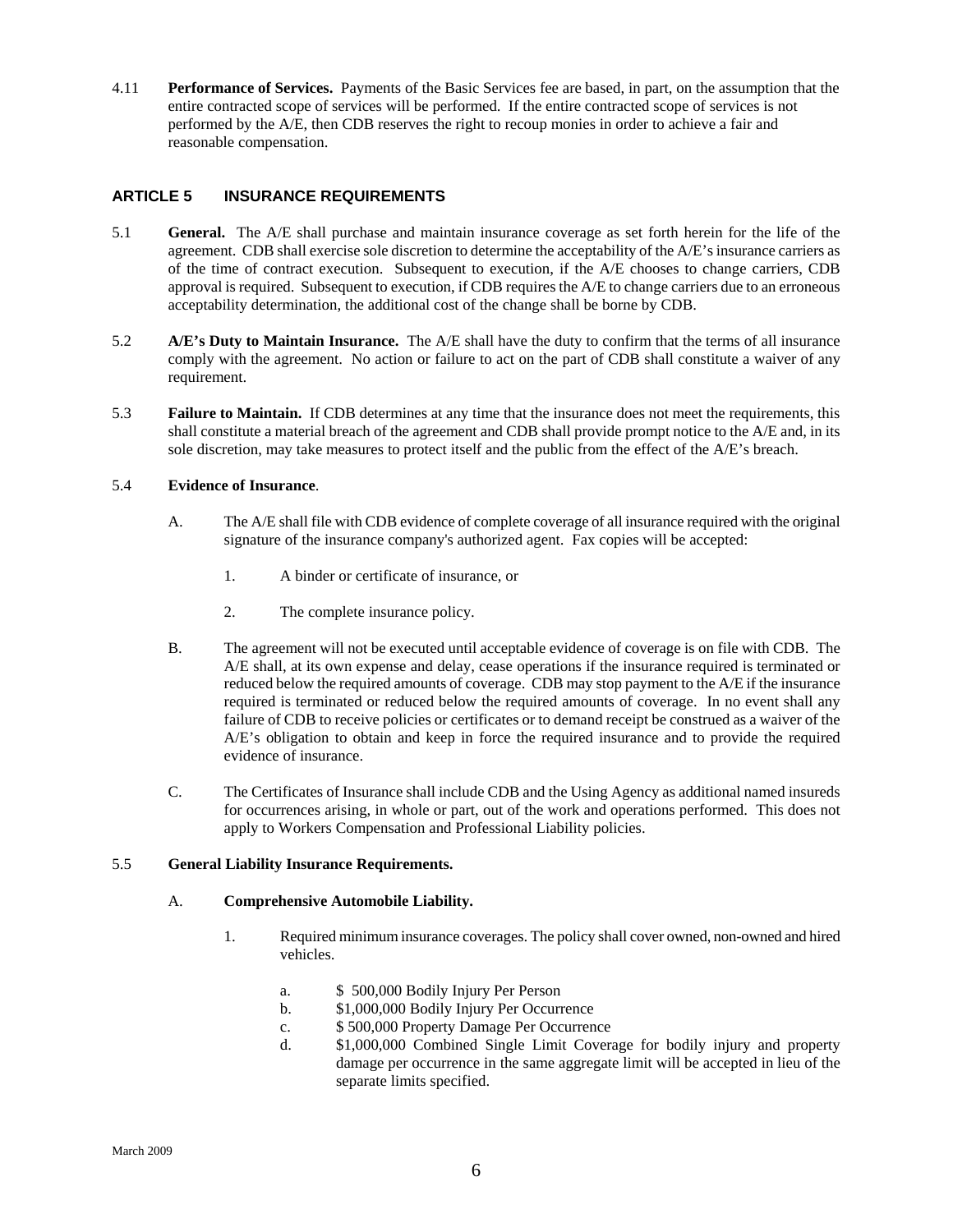4.11 **Performance of Services.** Payments of the Basic Services fee are based, in part, on the assumption that the entire contracted scope of services will be performed. If the entire contracted scope of services is not performed by the A/E, then CDB reserves the right to recoup monies in order to achieve a fair and reasonable compensation.

## ARTICLE 5 INSURANCE REQUIREMENTS

5.1 **General.** The A/E shall purchase and maintain insurance coverage as set forth herein for the life of the agreement. CDB shall exercise sole discretion to determine the acceptability of the A/E's insurance carriers as of the time of contract execution. Subsequent to execution, if the A/E chooses to change carriers, CDB approval is required. Subsequent to execution, if CDB requires the A/E to change carriers due to an erroneous acceptability determination, the additional cost of the change shall be borne by CDB.

5.2 **A/E's Duty to Maintain Insurance.** The A/E shall have the duty to confirm that the terms of all insurance comply with the agreement. No action or failure to act on the part of CDB shall constitute a waiver of any requirement.

5.3 **Failure to Maintain.** If CDB determines at any time that the insurance does not meet the requirements, this shall constitute a material breach of the agreement and CDB shall provide prompt notice to the A/E and, in its sole discretion, may take measures to protect itself and the public from the effect of the A/E's breach.

5.4 **Evidence of Insurance**.

A. The A/E shall file with CDB evidence of complete coverage of all insurance required with the original signature of the insurance company's authorized agent. Fax copies will be accepted:

1. A binder or certificate of insurance, or

2. The complete insurance policy.

B. The agreement will not be executed until acceptable evidence of coverage is on file with CDB. The A/E shall, at its own expense and delay, cease operations if the insurance required is terminated or reduced below the required amounts of coverage. CDB may stop payment to the A/E if the insurance required is terminated or reduced below the required amounts of coverage. In no event shall any failure of CDB to receive policies or certificates or to demand receipt be construed as a waiver of the A/E's obligation to obtain and keep in force the required insurance and to provide the required evidence of insurance.

C. The Certificates of Insurance shall include CDB and the Using Agency as additional named insureds for occurrences arising, in whole or part, out of the work and operations performed. This does not apply to Workers Compensation and Professional Liability policies.

5.5 **General Liability Insurance Requirements.**

A. **Comprehensive Automobile Liability.**

1. Required minimum insurance coverages. The policy shall cover owned, non-owned and hired vehicles.

a. $ 500,000 Bodily Injury Per Person
b. $1,000,000 Bodily Injury Per Occurrence
c. $ 500,000 Property Damage Per Occurrence
d. $1,000,000 Combined Single Limit Coverage for bodily injury and property damage per occurrence in the same aggregate limit will be accepted in lieu of the separate limits specified.

March 2009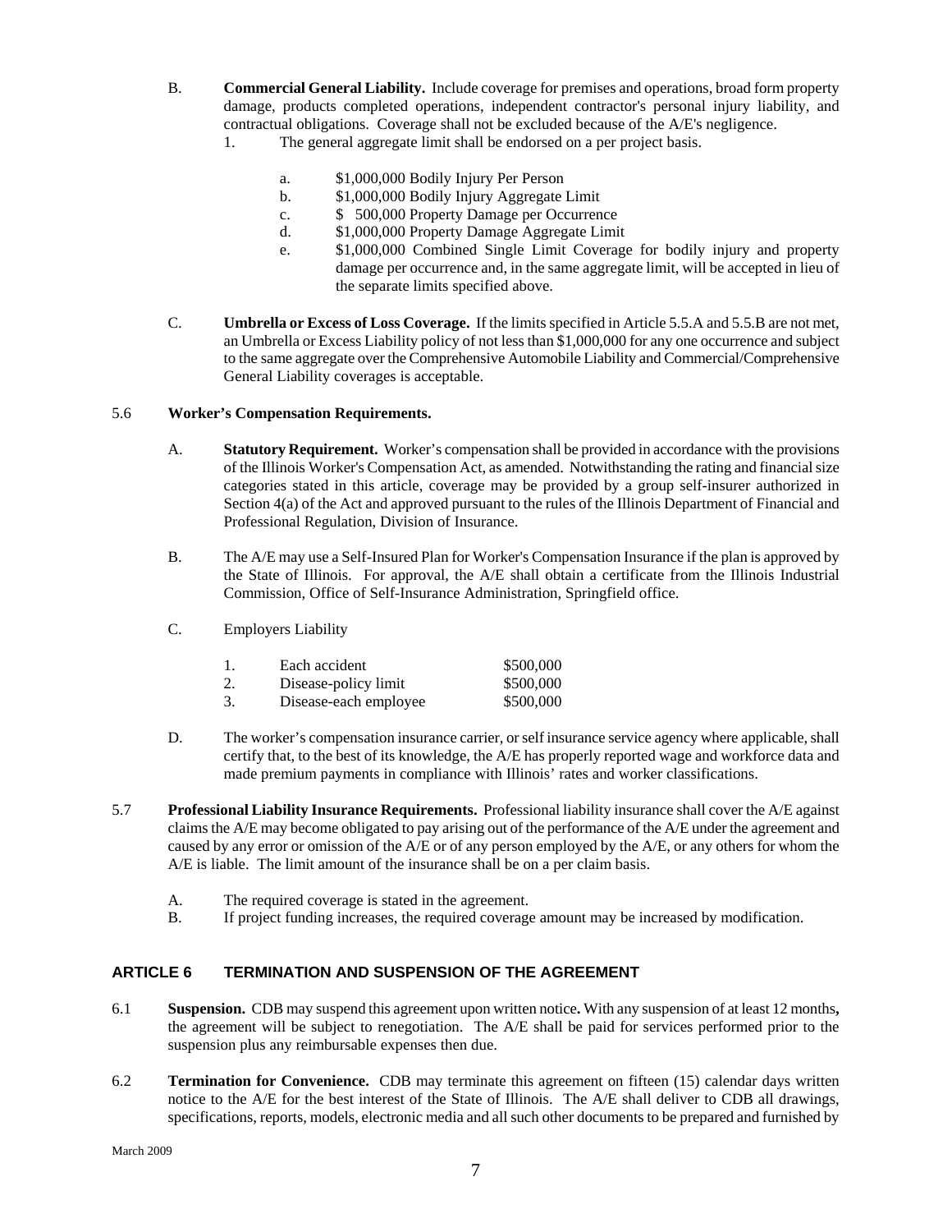B. **Commercial General Liability.** Include coverage for premises and operations, broad form property damage, products completed operations, independent contractor's personal injury liability, and contractual obligations. Coverage shall not be excluded because of the A/E's negligence.

1. The general aggregate limit shall be endorsed on a per project basis.

   a. $1,000,000 Bodily Injury Per Person
   
   b. $1,000,000 Bodily Injury Aggregate Limit
   
   c. $ 500,000 Property Damage per Occurrence
   
   d. $1,000,000 Property Damage Aggregate Limit
   
   e. $1,000,000 Combined Single Limit Coverage for bodily injury and property damage per occurrence and, in the same aggregate limit, will be accepted in lieu of the separate limits specified above.

C. **Umbrella or Excess of Loss Coverage.** If the limits specified in Article 5.5.A and 5.5.B are not met, an Umbrella or Excess Liability policy of not less than $1,000,000 for any one occurrence and subject to the same aggregate over the Comprehensive Automobile Liability and Commercial/Comprehensive General Liability coverages is acceptable.

5.6 **Worker's Compensation Requirements.**

A. **Statutory Requirement.** Worker's compensation shall be provided in accordance with the provisions of the Illinois Worker's Compensation Act, as amended. Notwithstanding the rating and financial size categories stated in this article, coverage may be provided by a group self-insurer authorized in Section 4(a) of the Act and approved pursuant to the rules of the Illinois Department of Financial and Professional Regulation, Division of Insurance.

B. The A/E may use a Self-Insured Plan for Worker's Compensation Insurance if the plan is approved by the State of Illinois. For approval, the A/E shall obtain a certificate from the Illinois Industrial Commission, Office of Self-Insurance Administration, Springfield office.

C. Employers Liability

| | | |
|---|---|---|
| 1. | Each accident | $500,000 |
| 2. | Disease-policy limit | $500,000 |
| 3. | Disease-each employee | $500,000 |

D. The worker's compensation insurance carrier, or self insurance service agency where applicable, shall certify that, to the best of its knowledge, the A/E has properly reported wage and workforce data and made premium payments in compliance with Illinois' rates and worker classifications.

5.7 **Professional Liability Insurance Requirements.** Professional liability insurance shall cover the A/E against claims the A/E may become obligated to pay arising out of the performance of the A/E under the agreement and caused by any error or omission of the A/E or of any person employed by the A/E, or any others for whom the A/E is liable. The limit amount of the insurance shall be on a per claim basis.

A. The required coverage is stated in the agreement.

B. If project funding increases, the required coverage amount may be increased by modification.

## ARTICLE 6 TERMINATION AND SUSPENSION OF THE AGREEMENT

6.1 **Suspension.** CDB may suspend this agreement upon written notice**.** With any suspension of at least 12 months**,** the agreement will be subject to renegotiation. The A/E shall be paid for services performed prior to the suspension plus any reimbursable expenses then due.

6.2 **Termination for Convenience.** CDB may terminate this agreement on fifteen (15) calendar days written notice to the A/E for the best interest of the State of Illinois. The A/E shall deliver to CDB all drawings, specifications, reports, models, electronic media and all such other documents to be prepared and furnished by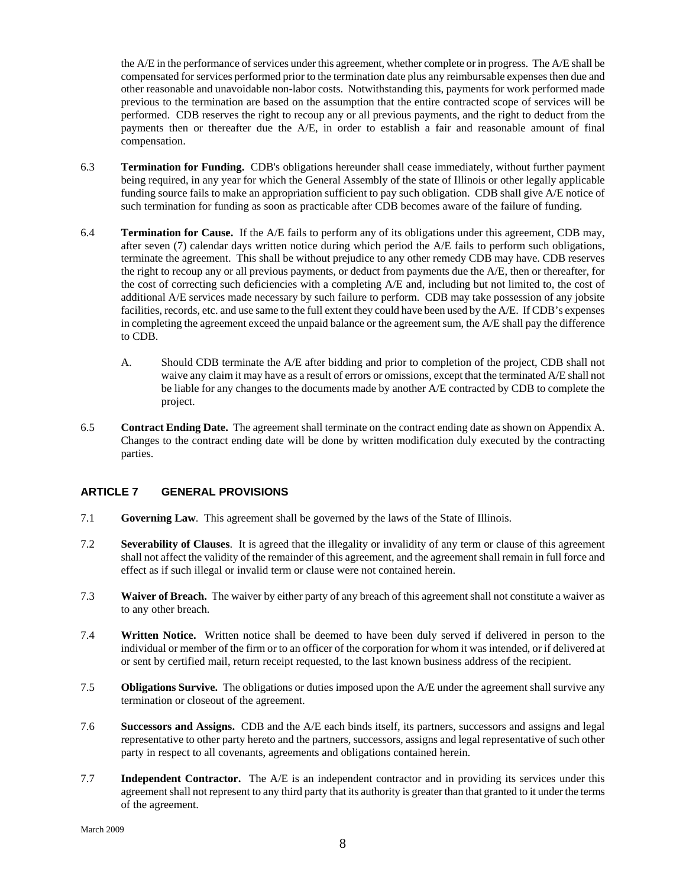the A/E in the performance of services under this agreement, whether complete or in progress. The A/E shall be compensated for services performed prior to the termination date plus any reimbursable expenses then due and other reasonable and unavoidable non-labor costs. Notwithstanding this, payments for work performed made previous to the termination are based on the assumption that the entire contracted scope of services will be performed. CDB reserves the right to recoup any or all previous payments, and the right to deduct from the payments then or thereafter due the A/E, in order to establish a fair and reasonable amount of final compensation.

6.3 **Termination for Funding.** CDB's obligations hereunder shall cease immediately, without further payment being required, in any year for which the General Assembly of the state of Illinois or other legally applicable funding source fails to make an appropriation sufficient to pay such obligation. CDB shall give A/E notice of such termination for funding as soon as practicable after CDB becomes aware of the failure of funding.

6.4 **Termination for Cause.** If the A/E fails to perform any of its obligations under this agreement, CDB may, after seven (7) calendar days written notice during which period the A/E fails to perform such obligations, terminate the agreement. This shall be without prejudice to any other remedy CDB may have. CDB reserves the right to recoup any or all previous payments, or deduct from payments due the A/E, then or thereafter, for the cost of correcting such deficiencies with a completing A/E and, including but not limited to, the cost of additional A/E services made necessary by such failure to perform. CDB may take possession of any jobsite facilities, records, etc. and use same to the full extent they could have been used by the A/E. If CDB's expenses in completing the agreement exceed the unpaid balance or the agreement sum, the A/E shall pay the difference to CDB.

A. Should CDB terminate the A/E after bidding and prior to completion of the project, CDB shall not waive any claim it may have as a result of errors or omissions, except that the terminated A/E shall not be liable for any changes to the documents made by another A/E contracted by CDB to complete the project.

6.5 **Contract Ending Date.** The agreement shall terminate on the contract ending date as shown on Appendix A. Changes to the contract ending date will be done by written modification duly executed by the contracting parties.

## ARTICLE 7 GENERAL PROVISIONS

7.1 **Governing Law**. This agreement shall be governed by the laws of the State of Illinois.

7.2 **Severability of Clauses**. It is agreed that the illegality or invalidity of any term or clause of this agreement shall not affect the validity of the remainder of this agreement, and the agreement shall remain in full force and effect as if such illegal or invalid term or clause were not contained herein.

7.3 **Waiver of Breach.** The waiver by either party of any breach of this agreement shall not constitute a waiver as to any other breach.

7.4 **Written Notice.** Written notice shall be deemed to have been duly served if delivered in person to the individual or member of the firm or to an officer of the corporation for whom it was intended, or if delivered at or sent by certified mail, return receipt requested, to the last known business address of the recipient.

7.5 **Obligations Survive.** The obligations or duties imposed upon the A/E under the agreement shall survive any termination or closeout of the agreement.

7.6 **Successors and Assigns.** CDB and the A/E each binds itself, its partners, successors and assigns and legal representative to other party hereto and the partners, successors, assigns and legal representative of such other party in respect to all covenants, agreements and obligations contained herein.

7.7 **Independent Contractor.** The A/E is an independent contractor and in providing its services under this agreement shall not represent to any third party that its authority is greater than that granted to it under the terms of the agreement.

March 2009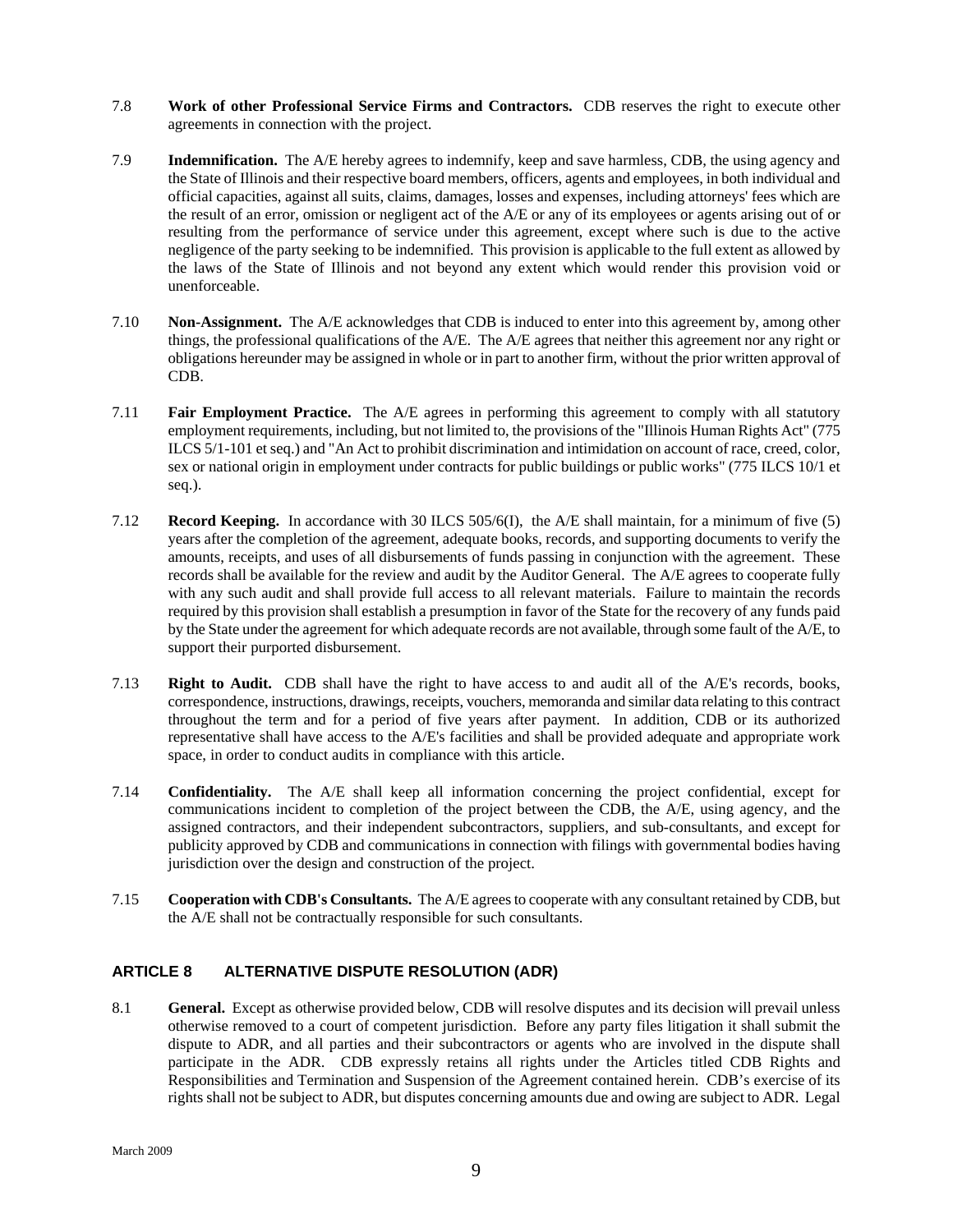7.8 **Work of other Professional Service Firms and Contractors.** CDB reserves the right to execute other agreements in connection with the project.

7.9 **Indemnification.** The A/E hereby agrees to indemnify, keep and save harmless, CDB, the using agency and the State of Illinois and their respective board members, officers, agents and employees, in both individual and official capacities, against all suits, claims, damages, losses and expenses, including attorneys' fees which are the result of an error, omission or negligent act of the A/E or any of its employees or agents arising out of or resulting from the performance of service under this agreement, except where such is due to the active negligence of the party seeking to be indemnified. This provision is applicable to the full extent as allowed by the laws of the State of Illinois and not beyond any extent which would render this provision void or unenforceable.

7.10 **Non-Assignment.** The A/E acknowledges that CDB is induced to enter into this agreement by, among other things, the professional qualifications of the A/E. The A/E agrees that neither this agreement nor any right or obligations hereunder may be assigned in whole or in part to another firm, without the prior written approval of CDB.

7.11 **Fair Employment Practice.** The A/E agrees in performing this agreement to comply with all statutory employment requirements, including, but not limited to, the provisions of the "Illinois Human Rights Act" (775 ILCS 5/1-101 et seq.) and "An Act to prohibit discrimination and intimidation on account of race, creed, color, sex or national origin in employment under contracts for public buildings or public works" (775 ILCS 10/1 et seq.).

7.12 **Record Keeping.** In accordance with 30 ILCS 505/6(I), the A/E shall maintain, for a minimum of five (5) years after the completion of the agreement, adequate books, records, and supporting documents to verify the amounts, receipts, and uses of all disbursements of funds passing in conjunction with the agreement. These records shall be available for the review and audit by the Auditor General. The A/E agrees to cooperate fully with any such audit and shall provide full access to all relevant materials. Failure to maintain the records required by this provision shall establish a presumption in favor of the State for the recovery of any funds paid by the State under the agreement for which adequate records are not available, through some fault of the A/E, to support their purported disbursement.

7.13 **Right to Audit.** CDB shall have the right to have access to and audit all of the A/E's records, books, correspondence, instructions, drawings, receipts, vouchers, memoranda and similar data relating to this contract throughout the term and for a period of five years after payment. In addition, CDB or its authorized representative shall have access to the A/E's facilities and shall be provided adequate and appropriate work space, in order to conduct audits in compliance with this article.

7.14 **Confidentiality.** The A/E shall keep all information concerning the project confidential, except for communications incident to completion of the project between the CDB, the A/E, using agency, and the assigned contractors, and their independent subcontractors, suppliers, and sub-consultants, and except for publicity approved by CDB and communications in connection with filings with governmental bodies having jurisdiction over the design and construction of the project.

7.15 **Cooperation with CDB's Consultants.** The A/E agrees to cooperate with any consultant retained by CDB, but the A/E shall not be contractually responsible for such consultants.

## ARTICLE 8 ALTERNATIVE DISPUTE RESOLUTION (ADR)

8.1 **General.** Except as otherwise provided below, CDB will resolve disputes and its decision will prevail unless otherwise removed to a court of competent jurisdiction. Before any party files litigation it shall submit the dispute to ADR, and all parties and their subcontractors or agents who are involved in the dispute shall participate in the ADR. CDB expressly retains all rights under the Articles titled CDB Rights and Responsibilities and Termination and Suspension of the Agreement contained herein. CDB's exercise of its rights shall not be subject to ADR, but disputes concerning amounts due and owing are subject to ADR. Legal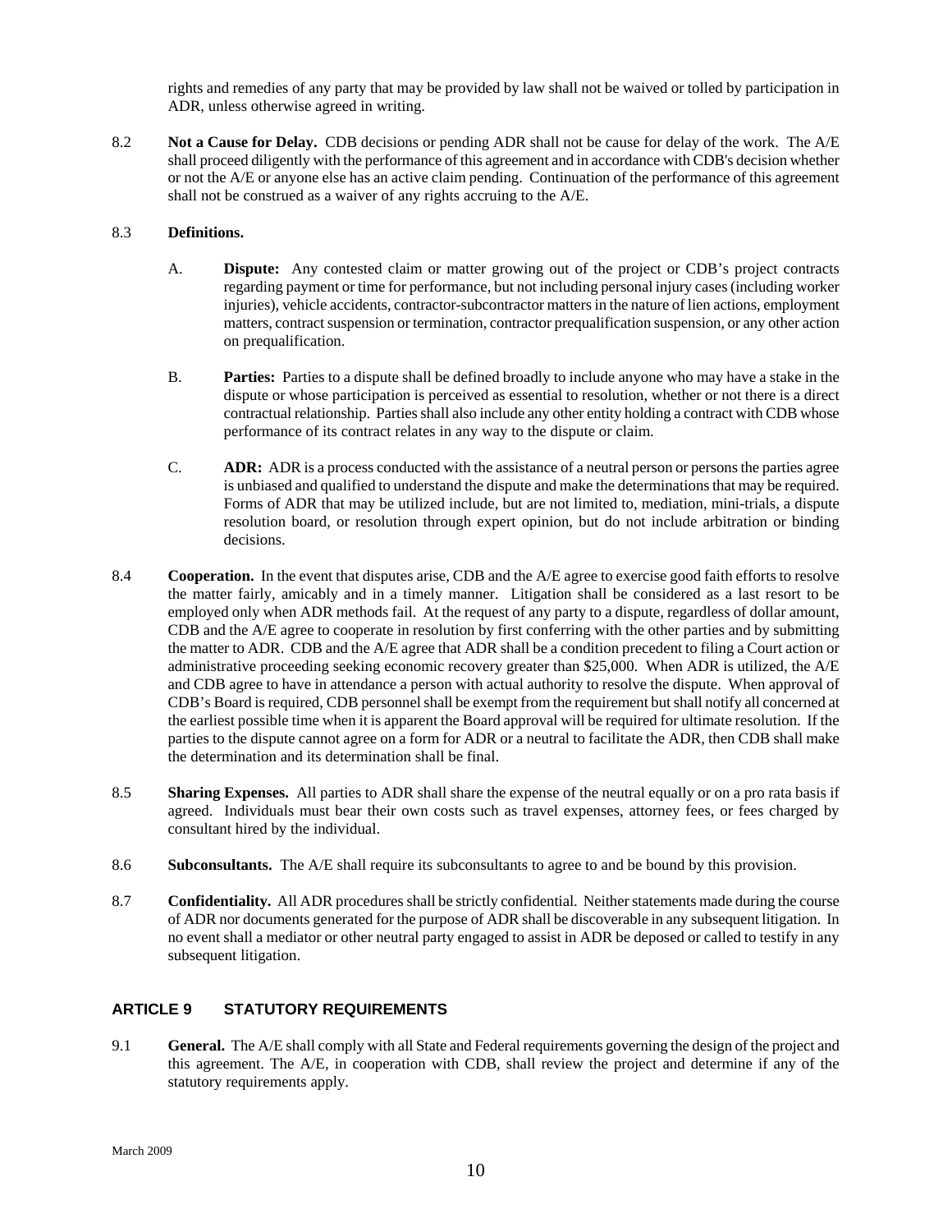rights and remedies of any party that may be provided by law shall not be waived or tolled by participation in ADR, unless otherwise agreed in writing.

8.2 **Not a Cause for Delay.** CDB decisions or pending ADR shall not be cause for delay of the work. The A/E shall proceed diligently with the performance of this agreement and in accordance with CDB's decision whether or not the A/E or anyone else has an active claim pending. Continuation of the performance of this agreement shall not be construed as a waiver of any rights accruing to the A/E.

8.3 **Definitions.**

A. **Dispute:** Any contested claim or matter growing out of the project or CDB's project contracts regarding payment or time for performance, but not including personal injury cases (including worker injuries), vehicle accidents, contractor-subcontractor matters in the nature of lien actions, employment matters, contract suspension or termination, contractor prequalification suspension, or any other action on prequalification.

B. **Parties:** Parties to a dispute shall be defined broadly to include anyone who may have a stake in the dispute or whose participation is perceived as essential to resolution, whether or not there is a direct contractual relationship. Parties shall also include any other entity holding a contract with CDB whose performance of its contract relates in any way to the dispute or claim.

C. **ADR:** ADR is a process conducted with the assistance of a neutral person or persons the parties agree is unbiased and qualified to understand the dispute and make the determinations that may be required. Forms of ADR that may be utilized include, but are not limited to, mediation, mini-trials, a dispute resolution board, or resolution through expert opinion, but do not include arbitration or binding decisions.

8.4 **Cooperation.** In the event that disputes arise, CDB and the A/E agree to exercise good faith efforts to resolve the matter fairly, amicably and in a timely manner. Litigation shall be considered as a last resort to be employed only when ADR methods fail. At the request of any party to a dispute, regardless of dollar amount, CDB and the A/E agree to cooperate in resolution by first conferring with the other parties and by submitting the matter to ADR. CDB and the A/E agree that ADR shall be a condition precedent to filing a Court action or administrative proceeding seeking economic recovery greater than $25,000. When ADR is utilized, the A/E and CDB agree to have in attendance a person with actual authority to resolve the dispute. When approval of CDB's Board is required, CDB personnel shall be exempt from the requirement but shall notify all concerned at the earliest possible time when it is apparent the Board approval will be required for ultimate resolution. If the parties to the dispute cannot agree on a form for ADR or a neutral to facilitate the ADR, then CDB shall make the determination and its determination shall be final.

8.5 **Sharing Expenses.** All parties to ADR shall share the expense of the neutral equally or on a pro rata basis if agreed. Individuals must bear their own costs such as travel expenses, attorney fees, or fees charged by consultant hired by the individual.

8.6 **Subconsultants.** The A/E shall require its subconsultants to agree to and be bound by this provision.

8.7 **Confidentiality.** All ADR procedures shall be strictly confidential. Neither statements made during the course of ADR nor documents generated for the purpose of ADR shall be discoverable in any subsequent litigation. In no event shall a mediator or other neutral party engaged to assist in ADR be deposed or called to testify in any subsequent litigation.

## ARTICLE 9 STATUTORY REQUIREMENTS

9.1 **General.** The A/E shall comply with all State and Federal requirements governing the design of the project and this agreement. The A/E, in cooperation with CDB, shall review the project and determine if any of the statutory requirements apply.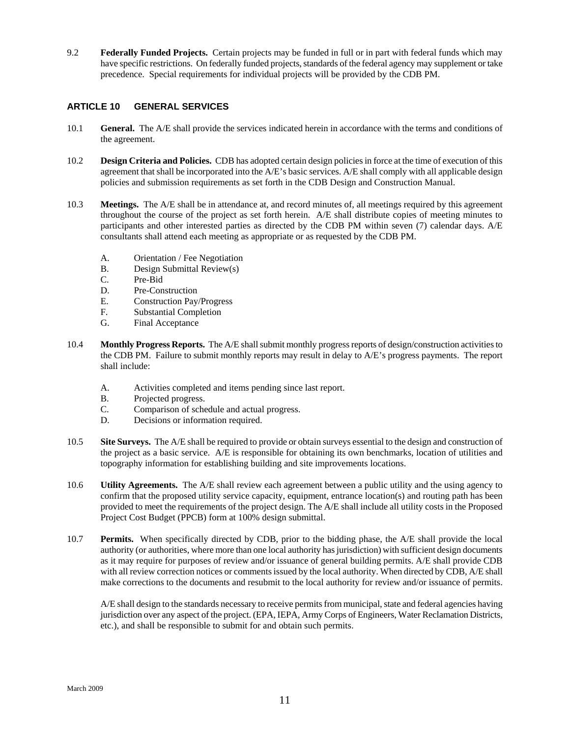9.2 **Federally Funded Projects.** Certain projects may be funded in full or in part with federal funds which may have specific restrictions. On federally funded projects, standards of the federal agency may supplement or take precedence. Special requirements for individual projects will be provided by the CDB PM.

## ARTICLE 10 GENERAL SERVICES

10.1 **General.** The A/E shall provide the services indicated herein in accordance with the terms and conditions of the agreement.

10.2 **Design Criteria and Policies.** CDB has adopted certain design policies in force at the time of execution of this agreement that shall be incorporated into the A/E's basic services. A/E shall comply with all applicable design policies and submission requirements as set forth in the CDB Design and Construction Manual.

10.3 **Meetings.** The A/E shall be in attendance at, and record minutes of, all meetings required by this agreement throughout the course of the project as set forth herein. A/E shall distribute copies of meeting minutes to participants and other interested parties as directed by the CDB PM within seven (7) calendar days. A/E consultants shall attend each meeting as appropriate or as requested by the CDB PM.

- A. Orientation / Fee Negotiation
- B. Design Submittal Review(s)
- C. Pre-Bid
- D. Pre-Construction
- E. Construction Pay/Progress
- F. Substantial Completion
- G. Final Acceptance

10.4 **Monthly Progress Reports.** The A/E shall submit monthly progress reports of design/construction activities to the CDB PM. Failure to submit monthly reports may result in delay to A/E's progress payments. The report shall include:

- A. Activities completed and items pending since last report.
- B. Projected progress.
- C. Comparison of schedule and actual progress.
- D. Decisions or information required.

10.5 **Site Surveys.** The A/E shall be required to provide or obtain surveys essential to the design and construction of the project as a basic service. A/E is responsible for obtaining its own benchmarks, location of utilities and topography information for establishing building and site improvements locations.

10.6 **Utility Agreements.** The A/E shall review each agreement between a public utility and the using agency to confirm that the proposed utility service capacity, equipment, entrance location(s) and routing path has been provided to meet the requirements of the project design. The A/E shall include all utility costs in the Proposed Project Cost Budget (PPCB) form at 100% design submittal.

10.7 **Permits.** When specifically directed by CDB, prior to the bidding phase, the A/E shall provide the local authority (or authorities, where more than one local authority has jurisdiction) with sufficient design documents as it may require for purposes of review and/or issuance of general building permits. A/E shall provide CDB with all review correction notices or comments issued by the local authority. When directed by CDB, A/E shall make corrections to the documents and resubmit to the local authority for review and/or issuance of permits.

A/E shall design to the standards necessary to receive permits from municipal, state and federal agencies having jurisdiction over any aspect of the project. (EPA, IEPA, Army Corps of Engineers, Water Reclamation Districts, etc.), and shall be responsible to submit for and obtain such permits.

March 2009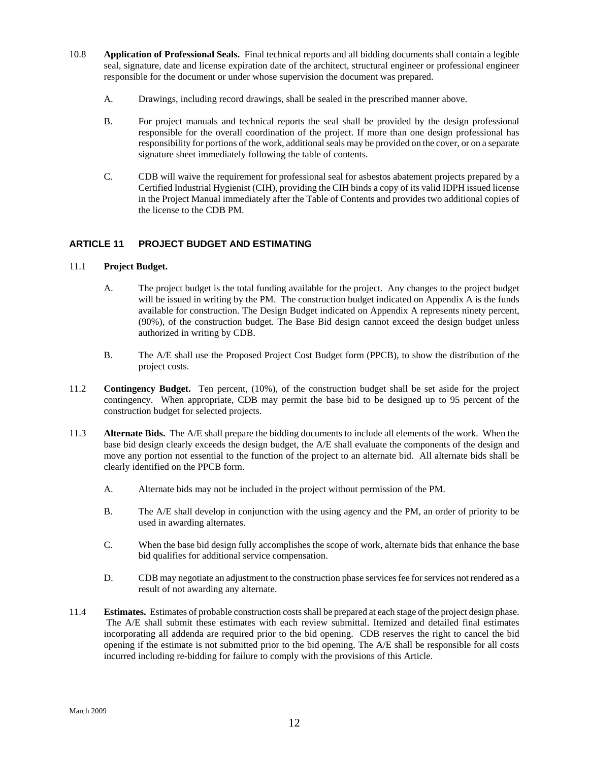10.8 **Application of Professional Seals.** Final technical reports and all bidding documents shall contain a legible seal, signature, date and license expiration date of the architect, structural engineer or professional engineer responsible for the document or under whose supervision the document was prepared.

A. Drawings, including record drawings, shall be sealed in the prescribed manner above.

B. For project manuals and technical reports the seal shall be provided by the design professional responsible for the overall coordination of the project. If more than one design professional has responsibility for portions of the work, additional seals may be provided on the cover, or on a separate signature sheet immediately following the table of contents.

C. CDB will waive the requirement for professional seal for asbestos abatement projects prepared by a Certified Industrial Hygienist (CIH), providing the CIH binds a copy of its valid IDPH issued license in the Project Manual immediately after the Table of Contents and provides two additional copies of the license to the CDB PM.

## ARTICLE 11 PROJECT BUDGET AND ESTIMATING

11.1 **Project Budget.**

A. The project budget is the total funding available for the project. Any changes to the project budget will be issued in writing by the PM. The construction budget indicated on Appendix A is the funds available for construction. The Design Budget indicated on Appendix A represents ninety percent, (90%), of the construction budget. The Base Bid design cannot exceed the design budget unless authorized in writing by CDB.

B. The A/E shall use the Proposed Project Cost Budget form (PPCB), to show the distribution of the project costs.

11.2 **Contingency Budget.** Ten percent, (10%), of the construction budget shall be set aside for the project contingency. When appropriate, CDB may permit the base bid to be designed up to 95 percent of the construction budget for selected projects.

11.3 **Alternate Bids.** The A/E shall prepare the bidding documents to include all elements of the work. When the base bid design clearly exceeds the design budget, the A/E shall evaluate the components of the design and move any portion not essential to the function of the project to an alternate bid. All alternate bids shall be clearly identified on the PPCB form.

A. Alternate bids may not be included in the project without permission of the PM.

B. The A/E shall develop in conjunction with the using agency and the PM, an order of priority to be used in awarding alternates.

C. When the base bid design fully accomplishes the scope of work, alternate bids that enhance the base bid qualifies for additional service compensation.

D. CDB may negotiate an adjustment to the construction phase services fee for services not rendered as a result of not awarding any alternate.

11.4 **Estimates.** Estimates of probable construction costs shall be prepared at each stage of the project design phase. The A/E shall submit these estimates with each review submittal. Itemized and detailed final estimates incorporating all addenda are required prior to the bid opening. CDB reserves the right to cancel the bid opening if the estimate is not submitted prior to the bid opening. The A/E shall be responsible for all costs incurred including re-bidding for failure to comply with the provisions of this Article.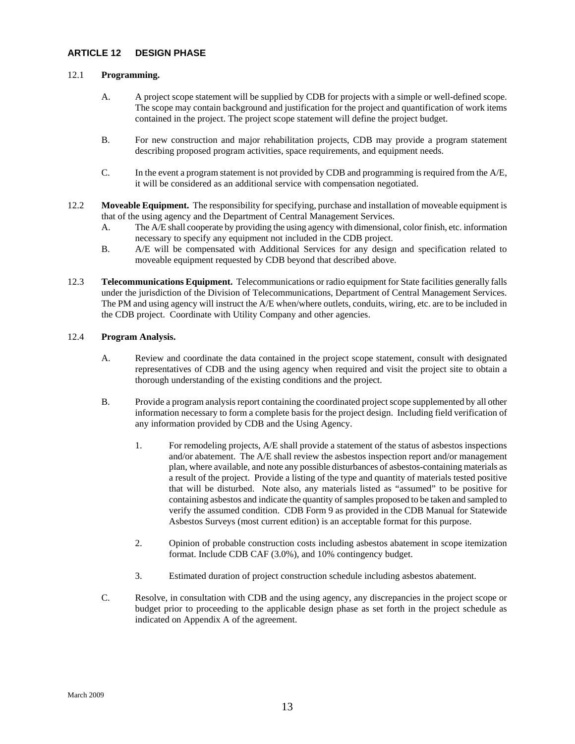## ARTICLE 12 DESIGN PHASE

12.1 **Programming.**

A. A project scope statement will be supplied by CDB for projects with a simple or well-defined scope. The scope may contain background and justification for the project and quantification of work items contained in the project. The project scope statement will define the project budget.

B. For new construction and major rehabilitation projects, CDB may provide a program statement describing proposed program activities, space requirements, and equipment needs.

C. In the event a program statement is not provided by CDB and programming is required from the A/E, it will be considered as an additional service with compensation negotiated.

12.2 **Moveable Equipment.** The responsibility for specifying, purchase and installation of moveable equipment is that of the using agency and the Department of Central Management Services.

A. The A/E shall cooperate by providing the using agency with dimensional, color finish, etc. information necessary to specify any equipment not included in the CDB project.

B. A/E will be compensated with Additional Services for any design and specification related to moveable equipment requested by CDB beyond that described above.

12.3 **Telecommunications Equipment.** Telecommunications or radio equipment for State facilities generally falls under the jurisdiction of the Division of Telecommunications, Department of Central Management Services. The PM and using agency will instruct the A/E when/where outlets, conduits, wiring, etc. are to be included in the CDB project. Coordinate with Utility Company and other agencies.

12.4 **Program Analysis.**

A. Review and coordinate the data contained in the project scope statement, consult with designated representatives of CDB and the using agency when required and visit the project site to obtain a thorough understanding of the existing conditions and the project.

B. Provide a program analysis report containing the coordinated project scope supplemented by all other information necessary to form a complete basis for the project design. Including field verification of any information provided by CDB and the Using Agency.

1. For remodeling projects, A/E shall provide a statement of the status of asbestos inspections and/or abatement. The A/E shall review the asbestos inspection report and/or management plan, where available, and note any possible disturbances of asbestos-containing materials as a result of the project. Provide a listing of the type and quantity of materials tested positive that will be disturbed. Note also, any materials listed as "assumed" to be positive for containing asbestos and indicate the quantity of samples proposed to be taken and sampled to verify the assumed condition. CDB Form 9 as provided in the CDB Manual for Statewide Asbestos Surveys (most current edition) is an acceptable format for this purpose.

2. Opinion of probable construction costs including asbestos abatement in scope itemization format. Include CDB CAF (3.0%), and 10% contingency budget.

3. Estimated duration of project construction schedule including asbestos abatement.

C. Resolve, in consultation with CDB and the using agency, any discrepancies in the project scope or budget prior to proceeding to the applicable design phase as set forth in the project schedule as indicated on Appendix A of the agreement.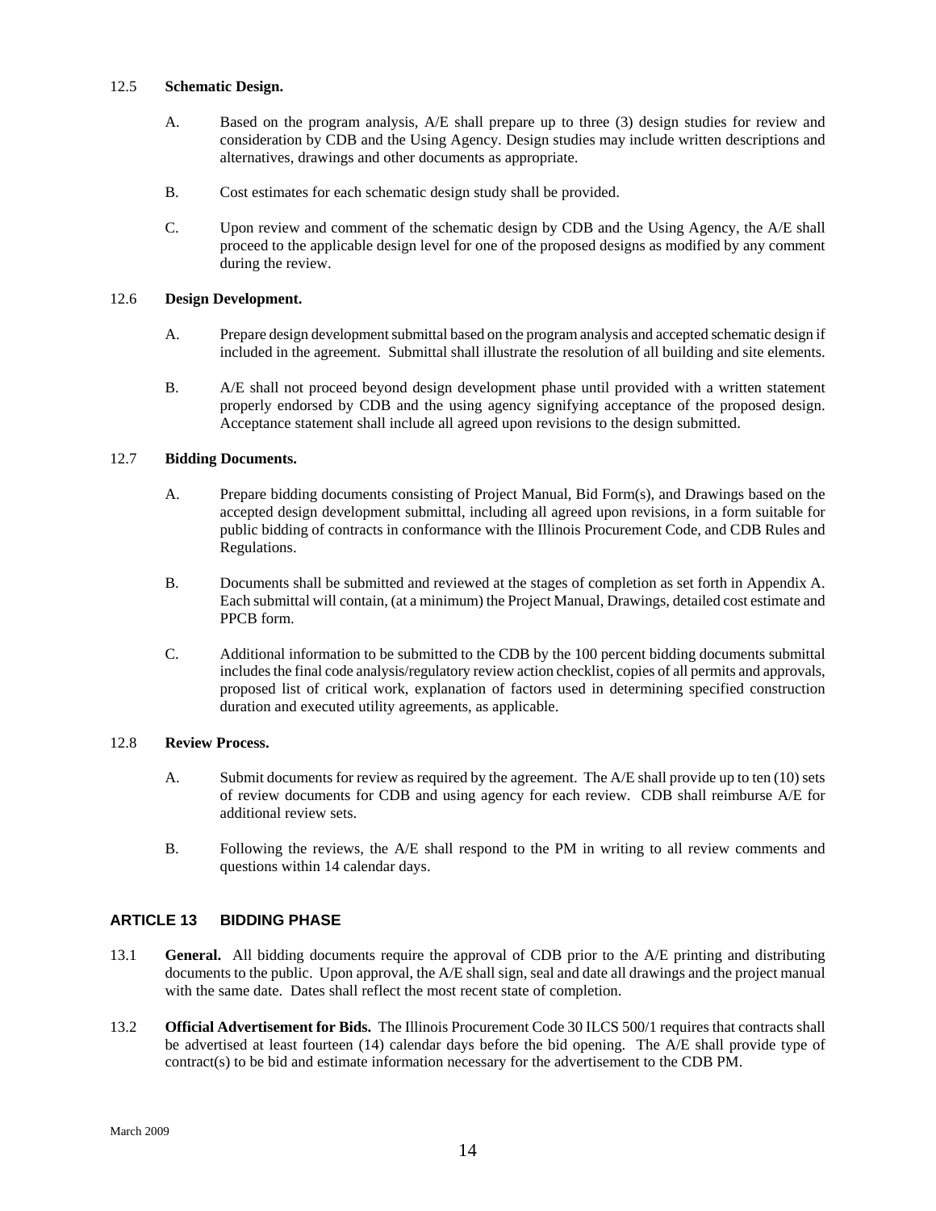12.5 **Schematic Design.**

A. Based on the program analysis, A/E shall prepare up to three (3) design studies for review and consideration by CDB and the Using Agency. Design studies may include written descriptions and alternatives, drawings and other documents as appropriate.

B. Cost estimates for each schematic design study shall be provided.

C. Upon review and comment of the schematic design by CDB and the Using Agency, the A/E shall proceed to the applicable design level for one of the proposed designs as modified by any comment during the review.

12.6 **Design Development.**

A. Prepare design development submittal based on the program analysis and accepted schematic design if included in the agreement. Submittal shall illustrate the resolution of all building and site elements.

B. A/E shall not proceed beyond design development phase until provided with a written statement properly endorsed by CDB and the using agency signifying acceptance of the proposed design. Acceptance statement shall include all agreed upon revisions to the design submitted.

12.7 **Bidding Documents.**

A. Prepare bidding documents consisting of Project Manual, Bid Form(s), and Drawings based on the accepted design development submittal, including all agreed upon revisions, in a form suitable for public bidding of contracts in conformance with the Illinois Procurement Code, and CDB Rules and Regulations.

B. Documents shall be submitted and reviewed at the stages of completion as set forth in Appendix A. Each submittal will contain, (at a minimum) the Project Manual, Drawings, detailed cost estimate and PPCB form.

C. Additional information to be submitted to the CDB by the 100 percent bidding documents submittal includes the final code analysis/regulatory review action checklist, copies of all permits and approvals, proposed list of critical work, explanation of factors used in determining specified construction duration and executed utility agreements, as applicable.

12.8 **Review Process.**

A. Submit documents for review as required by the agreement. The A/E shall provide up to ten (10) sets of review documents for CDB and using agency for each review. CDB shall reimburse A/E for additional review sets.

B. Following the reviews, the A/E shall respond to the PM in writing to all review comments and questions within 14 calendar days.

## ARTICLE 13 BIDDING PHASE

13.1 **General.** All bidding documents require the approval of CDB prior to the A/E printing and distributing documents to the public. Upon approval, the A/E shall sign, seal and date all drawings and the project manual with the same date. Dates shall reflect the most recent state of completion.

13.2 **Official Advertisement for Bids.** The Illinois Procurement Code 30 ILCS 500/1 requires that contracts shall be advertised at least fourteen (14) calendar days before the bid opening. The A/E shall provide type of contract(s) to be bid and estimate information necessary for the advertisement to the CDB PM.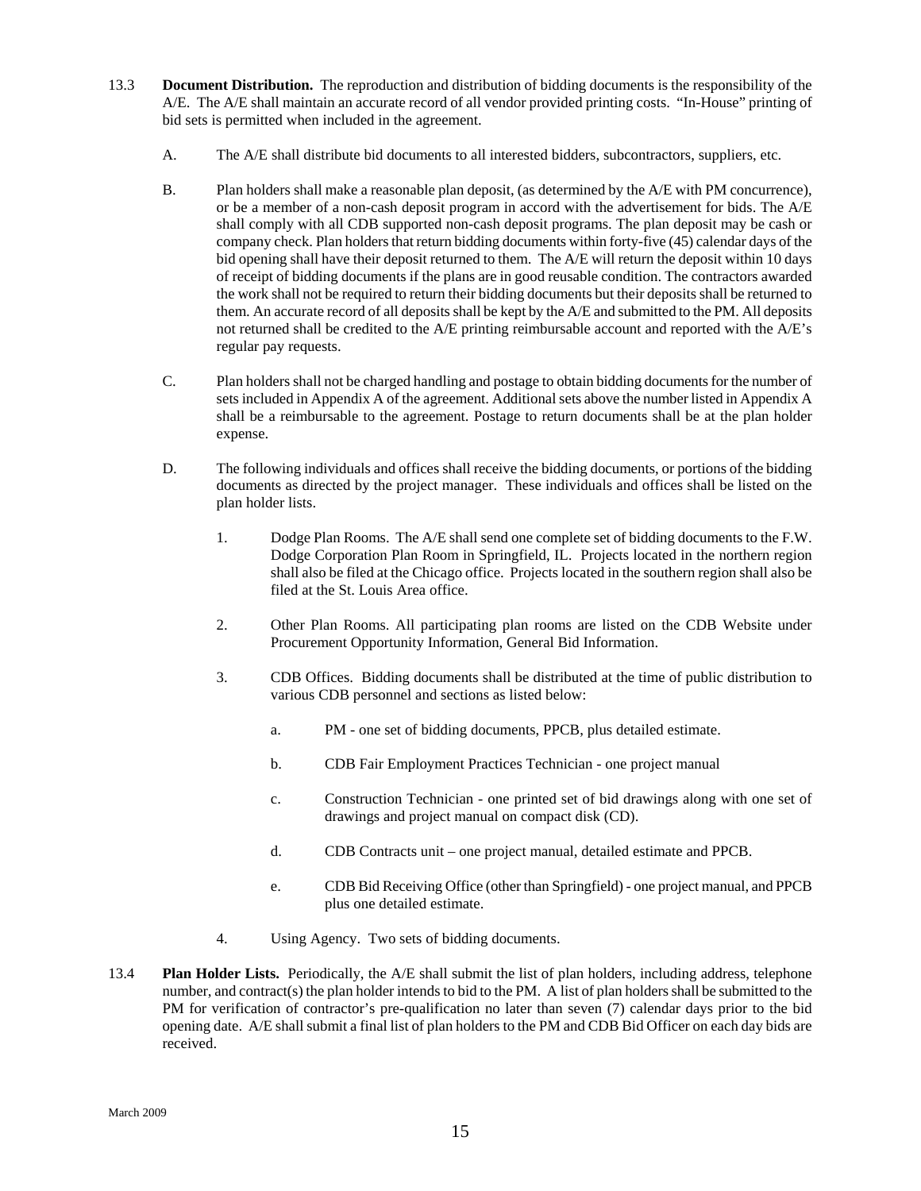13.3 **Document Distribution.** The reproduction and distribution of bidding documents is the responsibility of the A/E. The A/E shall maintain an accurate record of all vendor provided printing costs. "In-House" printing of bid sets is permitted when included in the agreement.

A. The A/E shall distribute bid documents to all interested bidders, subcontractors, suppliers, etc.

B. Plan holders shall make a reasonable plan deposit, (as determined by the A/E with PM concurrence), or be a member of a non-cash deposit program in accord with the advertisement for bids. The A/E shall comply with all CDB supported non-cash deposit programs. The plan deposit may be cash or company check. Plan holders that return bidding documents within forty-five (45) calendar days of the bid opening shall have their deposit returned to them. The A/E will return the deposit within 10 days of receipt of bidding documents if the plans are in good reusable condition. The contractors awarded the work shall not be required to return their bidding documents but their deposits shall be returned to them. An accurate record of all deposits shall be kept by the A/E and submitted to the PM. All deposits not returned shall be credited to the A/E printing reimbursable account and reported with the A/E's regular pay requests.

C. Plan holders shall not be charged handling and postage to obtain bidding documents for the number of sets included in Appendix A of the agreement. Additional sets above the number listed in Appendix A shall be a reimbursable to the agreement. Postage to return documents shall be at the plan holder expense.

D. The following individuals and offices shall receive the bidding documents, or portions of the bidding documents as directed by the project manager. These individuals and offices shall be listed on the plan holder lists.

1. Dodge Plan Rooms. The A/E shall send one complete set of bidding documents to the F.W. Dodge Corporation Plan Room in Springfield, IL. Projects located in the northern region shall also be filed at the Chicago office. Projects located in the southern region shall also be filed at the St. Louis Area office.

2. Other Plan Rooms. All participating plan rooms are listed on the CDB Website under Procurement Opportunity Information, General Bid Information.

3. CDB Offices. Bidding documents shall be distributed at the time of public distribution to various CDB personnel and sections as listed below:

   a. PM - one set of bidding documents, PPCB, plus detailed estimate.

   b. CDB Fair Employment Practices Technician - one project manual

   c. Construction Technician - one printed set of bid drawings along with one set of drawings and project manual on compact disk (CD).

   d. CDB Contracts unit – one project manual, detailed estimate and PPCB.

   e. CDB Bid Receiving Office (other than Springfield) - one project manual, and PPCB plus one detailed estimate.

4. Using Agency. Two sets of bidding documents.

13.4 **Plan Holder Lists.** Periodically, the A/E shall submit the list of plan holders, including address, telephone number, and contract(s) the plan holder intends to bid to the PM. A list of plan holders shall be submitted to the PM for verification of contractor's pre-qualification no later than seven (7) calendar days prior to the bid opening date. A/E shall submit a final list of plan holders to the PM and CDB Bid Officer on each day bids are received.

March 2009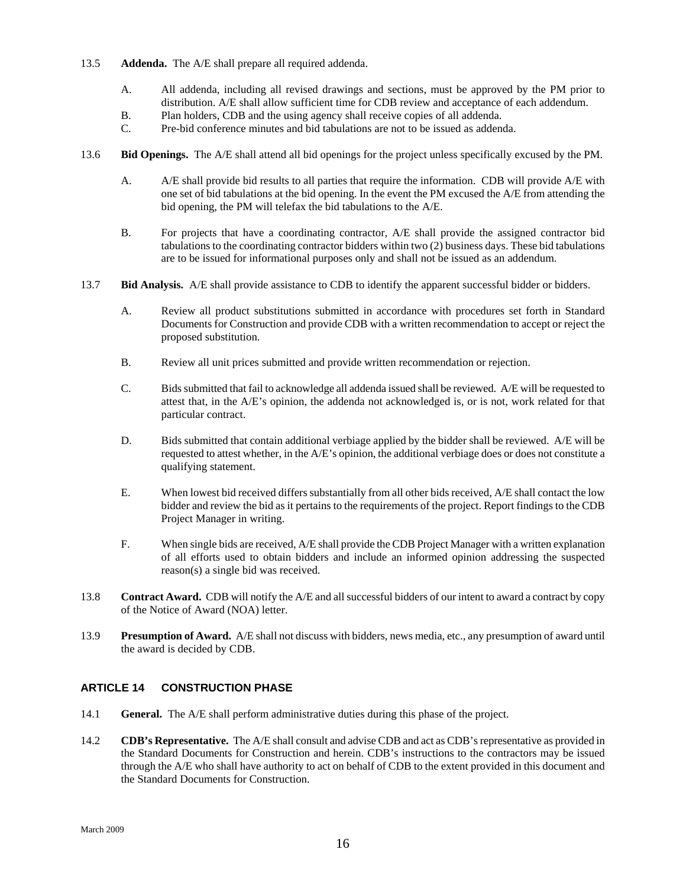13.5 **Addenda.** The A/E shall prepare all required addenda.

A. All addenda, including all revised drawings and sections, must be approved by the PM prior to distribution. A/E shall allow sufficient time for CDB review and acceptance of each addendum.

B. Plan holders, CDB and the using agency shall receive copies of all addenda.

C. Pre-bid conference minutes and bid tabulations are not to be issued as addenda.

13.6 **Bid Openings.** The A/E shall attend all bid openings for the project unless specifically excused by the PM.

A. A/E shall provide bid results to all parties that require the information. CDB will provide A/E with one set of bid tabulations at the bid opening. In the event the PM excused the A/E from attending the bid opening, the PM will telefax the bid tabulations to the A/E.

B. For projects that have a coordinating contractor, A/E shall provide the assigned contractor bid tabulations to the coordinating contractor bidders within two (2) business days. These bid tabulations are to be issued for informational purposes only and shall not be issued as an addendum.

13.7 **Bid Analysis.** A/E shall provide assistance to CDB to identify the apparent successful bidder or bidders.

A. Review all product substitutions submitted in accordance with procedures set forth in Standard Documents for Construction and provide CDB with a written recommendation to accept or reject the proposed substitution.

B. Review all unit prices submitted and provide written recommendation or rejection.

C. Bids submitted that fail to acknowledge all addenda issued shall be reviewed. A/E will be requested to attest that, in the A/E's opinion, the addenda not acknowledged is, or is not, work related for that particular contract.

D. Bids submitted that contain additional verbiage applied by the bidder shall be reviewed. A/E will be requested to attest whether, in the A/E's opinion, the additional verbiage does or does not constitute a qualifying statement.

E. When lowest bid received differs substantially from all other bids received, A/E shall contact the low bidder and review the bid as it pertains to the requirements of the project. Report findings to the CDB Project Manager in writing.

F. When single bids are received, A/E shall provide the CDB Project Manager with a written explanation of all efforts used to obtain bidders and include an informed opinion addressing the suspected reason(s) a single bid was received.

13.8 **Contract Award.** CDB will notify the A/E and all successful bidders of our intent to award a contract by copy of the Notice of Award (NOA) letter.

13.9 **Presumption of Award.** A/E shall not discuss with bidders, news media, etc., any presumption of award until the award is decided by CDB.

## ARTICLE 14 CONSTRUCTION PHASE

14.1 **General.** The A/E shall perform administrative duties during this phase of the project.

14.2 **CDB's Representative.** The A/E shall consult and advise CDB and act as CDB's representative as provided in the Standard Documents for Construction and herein. CDB's instructions to the contractors may be issued through the A/E who shall have authority to act on behalf of CDB to the extent provided in this document and the Standard Documents for Construction.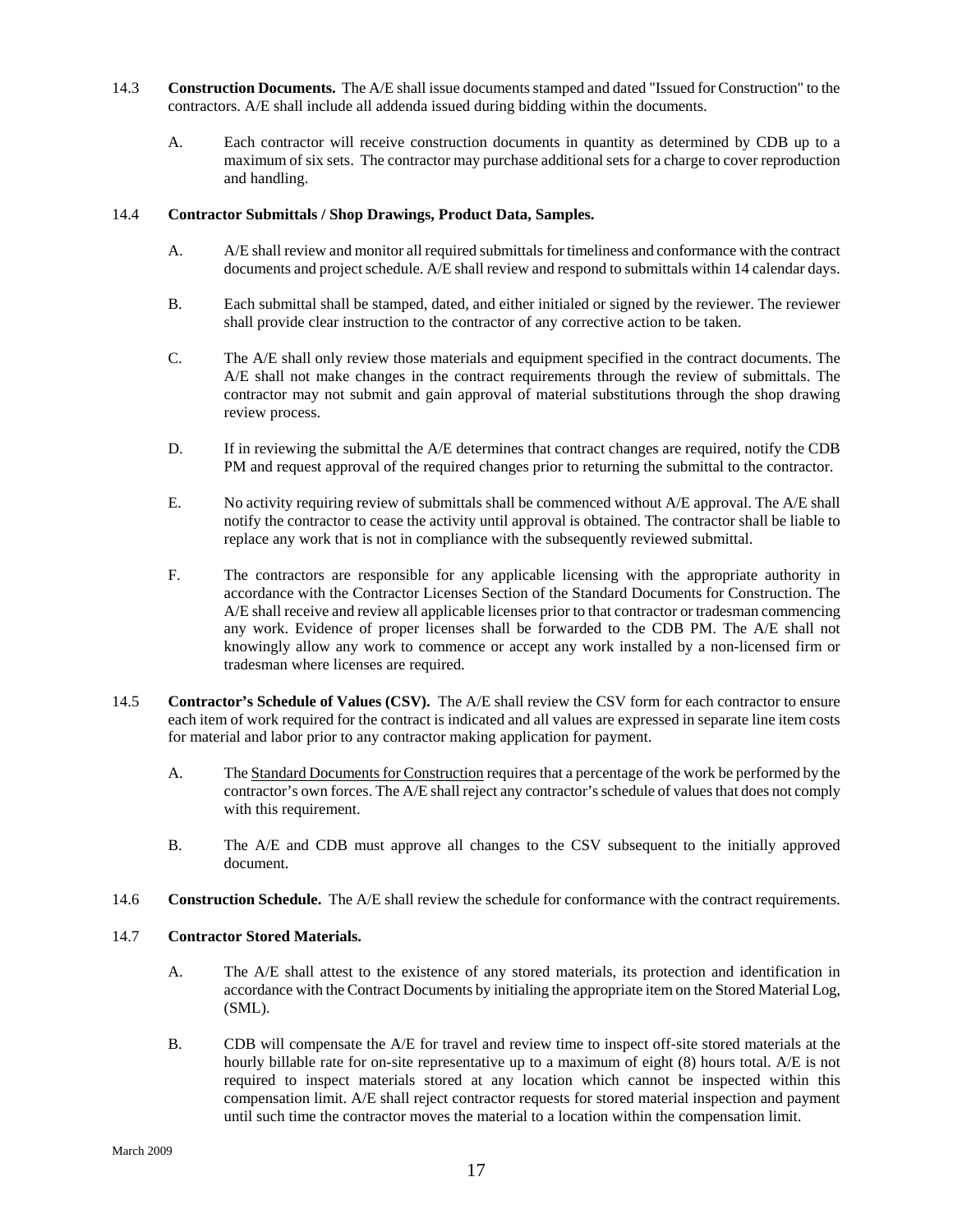14.3 **Construction Documents.** The A/E shall issue documents stamped and dated "Issued for Construction" to the contractors. A/E shall include all addenda issued during bidding within the documents.

A. Each contractor will receive construction documents in quantity as determined by CDB up to a maximum of six sets. The contractor may purchase additional sets for a charge to cover reproduction and handling.

14.4 **Contractor Submittals / Shop Drawings, Product Data, Samples.**

A. A/E shall review and monitor all required submittals for timeliness and conformance with the contract documents and project schedule. A/E shall review and respond to submittals within 14 calendar days.

B. Each submittal shall be stamped, dated, and either initialed or signed by the reviewer. The reviewer shall provide clear instruction to the contractor of any corrective action to be taken.

C. The A/E shall only review those materials and equipment specified in the contract documents. The A/E shall not make changes in the contract requirements through the review of submittals. The contractor may not submit and gain approval of material substitutions through the shop drawing review process.

D. If in reviewing the submittal the A/E determines that contract changes are required, notify the CDB PM and request approval of the required changes prior to returning the submittal to the contractor.

E. No activity requiring review of submittals shall be commenced without A/E approval. The A/E shall notify the contractor to cease the activity until approval is obtained. The contractor shall be liable to replace any work that is not in compliance with the subsequently reviewed submittal.

F. The contractors are responsible for any applicable licensing with the appropriate authority in accordance with the Contractor Licenses Section of the Standard Documents for Construction. The A/E shall receive and review all applicable licenses prior to that contractor or tradesman commencing any work. Evidence of proper licenses shall be forwarded to the CDB PM. The A/E shall not knowingly allow any work to commence or accept any work installed by a non-licensed firm or tradesman where licenses are required.

14.5 **Contractor's Schedule of Values (CSV).** The A/E shall review the CSV form for each contractor to ensure each item of work required for the contract is indicated and all values are expressed in separate line item costs for material and labor prior to any contractor making application for payment.

A. The Standard Documents for Construction requires that a percentage of the work be performed by the contractor's own forces. The A/E shall reject any contractor's schedule of values that does not comply with this requirement.

B. The A/E and CDB must approve all changes to the CSV subsequent to the initially approved document.

14.6 **Construction Schedule.** The A/E shall review the schedule for conformance with the contract requirements.

14.7 **Contractor Stored Materials.**

A. The A/E shall attest to the existence of any stored materials, its protection and identification in accordance with the Contract Documents by initialing the appropriate item on the Stored Material Log, (SML).

B. CDB will compensate the A/E for travel and review time to inspect off-site stored materials at the hourly billable rate for on-site representative up to a maximum of eight (8) hours total. A/E is not required to inspect materials stored at any location which cannot be inspected within this compensation limit. A/E shall reject contractor requests for stored material inspection and payment until such time the contractor moves the material to a location within the compensation limit.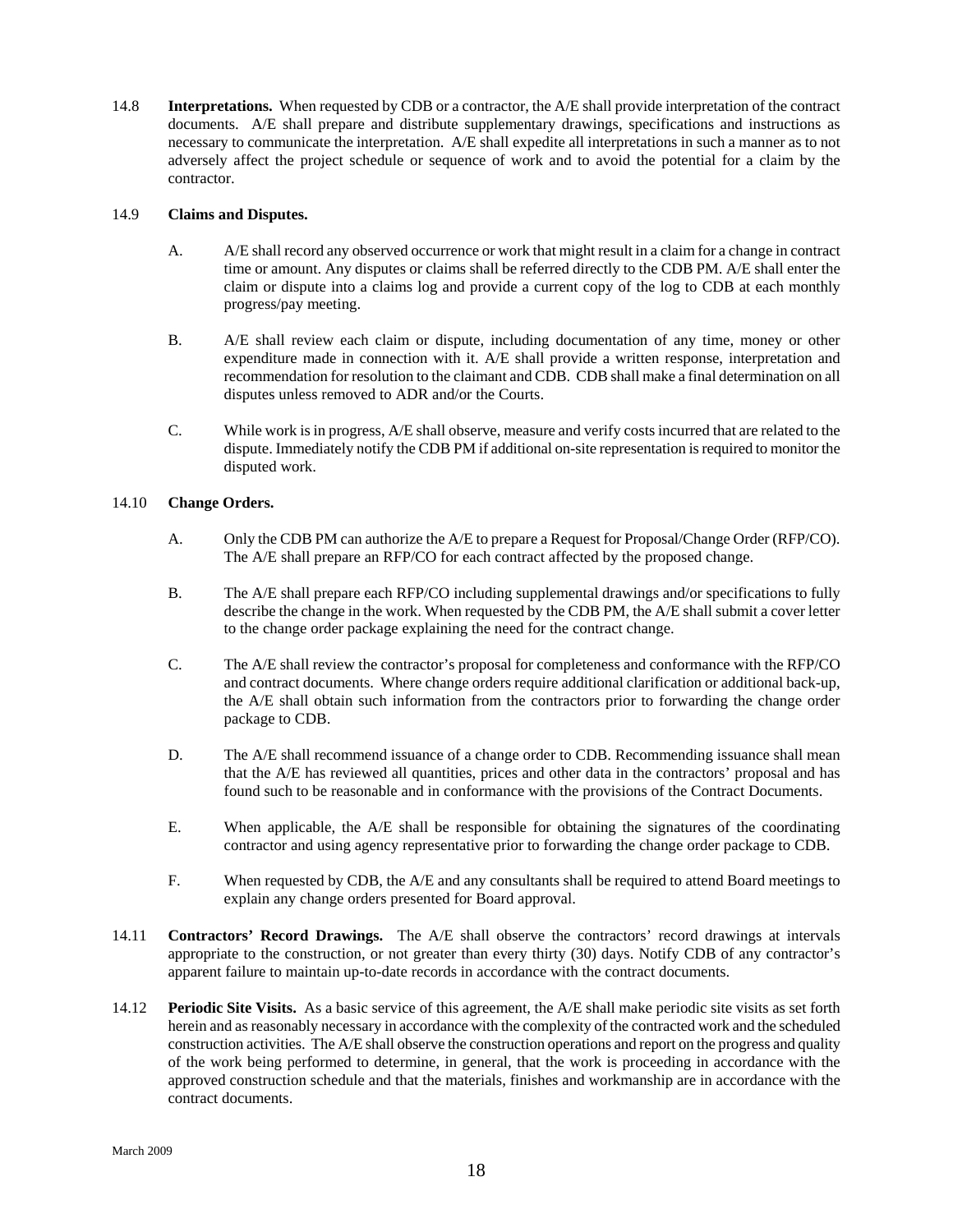14.8 **Interpretations.** When requested by CDB or a contractor, the A/E shall provide interpretation of the contract documents. A/E shall prepare and distribute supplementary drawings, specifications and instructions as necessary to communicate the interpretation. A/E shall expedite all interpretations in such a manner as to not adversely affect the project schedule or sequence of work and to avoid the potential for a claim by the contractor.

14.9 **Claims and Disputes.**

A. A/E shall record any observed occurrence or work that might result in a claim for a change in contract time or amount. Any disputes or claims shall be referred directly to the CDB PM. A/E shall enter the claim or dispute into a claims log and provide a current copy of the log to CDB at each monthly progress/pay meeting.

B. A/E shall review each claim or dispute, including documentation of any time, money or other expenditure made in connection with it. A/E shall provide a written response, interpretation and recommendation for resolution to the claimant and CDB. CDB shall make a final determination on all disputes unless removed to ADR and/or the Courts.

C. While work is in progress, A/E shall observe, measure and verify costs incurred that are related to the dispute. Immediately notify the CDB PM if additional on-site representation is required to monitor the disputed work.

14.10 **Change Orders.**

A. Only the CDB PM can authorize the A/E to prepare a Request for Proposal/Change Order (RFP/CO). The A/E shall prepare an RFP/CO for each contract affected by the proposed change.

B. The A/E shall prepare each RFP/CO including supplemental drawings and/or specifications to fully describe the change in the work. When requested by the CDB PM, the A/E shall submit a cover letter to the change order package explaining the need for the contract change.

C. The A/E shall review the contractor's proposal for completeness and conformance with the RFP/CO and contract documents. Where change orders require additional clarification or additional back-up, the A/E shall obtain such information from the contractors prior to forwarding the change order package to CDB.

D. The A/E shall recommend issuance of a change order to CDB. Recommending issuance shall mean that the A/E has reviewed all quantities, prices and other data in the contractors' proposal and has found such to be reasonable and in conformance with the provisions of the Contract Documents.

E. When applicable, the A/E shall be responsible for obtaining the signatures of the coordinating contractor and using agency representative prior to forwarding the change order package to CDB.

F. When requested by CDB, the A/E and any consultants shall be required to attend Board meetings to explain any change orders presented for Board approval.

14.11 **Contractors' Record Drawings.** The A/E shall observe the contractors' record drawings at intervals appropriate to the construction, or not greater than every thirty (30) days. Notify CDB of any contractor's apparent failure to maintain up-to-date records in accordance with the contract documents.

14.12 **Periodic Site Visits.** As a basic service of this agreement, the A/E shall make periodic site visits as set forth herein and as reasonably necessary in accordance with the complexity of the contracted work and the scheduled construction activities. The A/E shall observe the construction operations and report on the progress and quality of the work being performed to determine, in general, that the work is proceeding in accordance with the approved construction schedule and that the materials, finishes and workmanship are in accordance with the contract documents.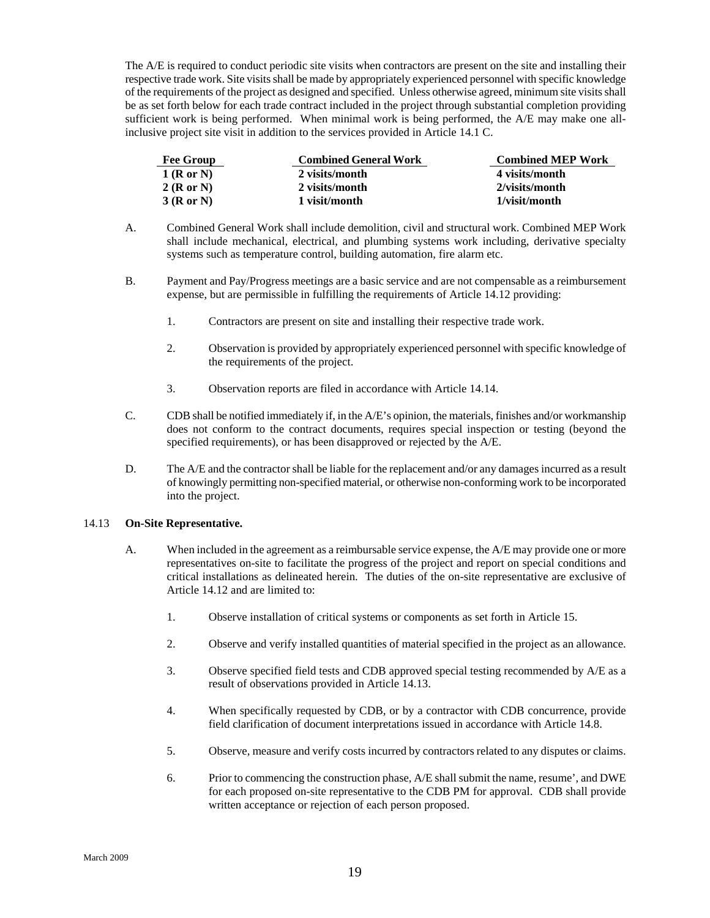The A/E is required to conduct periodic site visits when contractors are present on the site and installing their respective trade work. Site visits shall be made by appropriately experienced personnel with specific knowledge of the requirements of the project as designed and specified. Unless otherwise agreed, minimum site visits shall be as set forth below for each trade contract included in the project through substantial completion providing sufficient work is being performed. When minimal work is being performed, the A/E may make one all-inclusive project site visit in addition to the services provided in Article 14.1 C.

| Fee Group | Combined General Work | Combined MEP Work |
|---|---|---|
| **1 (R or N)** | **2 visits/month** | **4 visits/month** |
| **2 (R or N)** | **2 visits/month** | **2/visits/month** |
| **3 (R or N)** | **1 visit/month** | **1/visit/month** |

A. Combined General Work shall include demolition, civil and structural work. Combined MEP Work shall include mechanical, electrical, and plumbing systems work including, derivative specialty systems such as temperature control, building automation, fire alarm etc.

B. Payment and Pay/Progress meetings are a basic service and are not compensable as a reimbursement expense, but are permissible in fulfilling the requirements of Article 14.12 providing:

1. Contractors are present on site and installing their respective trade work.

2. Observation is provided by appropriately experienced personnel with specific knowledge of the requirements of the project.

3. Observation reports are filed in accordance with Article 14.14.

C. CDB shall be notified immediately if, in the A/E's opinion, the materials, finishes and/or workmanship does not conform to the contract documents, requires special inspection or testing (beyond the specified requirements), or has been disapproved or rejected by the A/E.

D. The A/E and the contractor shall be liable for the replacement and/or any damages incurred as a result of knowingly permitting non-specified material, or otherwise non-conforming work to be incorporated into the project.

14.13 **On-Site Representative.**

A. When included in the agreement as a reimbursable service expense, the A/E may provide one or more representatives on-site to facilitate the progress of the project and report on special conditions and critical installations as delineated herein. The duties of the on-site representative are exclusive of Article 14.12 and are limited to:

1. Observe installation of critical systems or components as set forth in Article 15.

2. Observe and verify installed quantities of material specified in the project as an allowance.

3. Observe specified field tests and CDB approved special testing recommended by A/E as a result of observations provided in Article 14.13.

4. When specifically requested by CDB, or by a contractor with CDB concurrence, provide field clarification of document interpretations issued in accordance with Article 14.8.

5. Observe, measure and verify costs incurred by contractors related to any disputes or claims.

6. Prior to commencing the construction phase, A/E shall submit the name, resume', and DWE for each proposed on-site representative to the CDB PM for approval. CDB shall provide written acceptance or rejection of each person proposed.

March 2009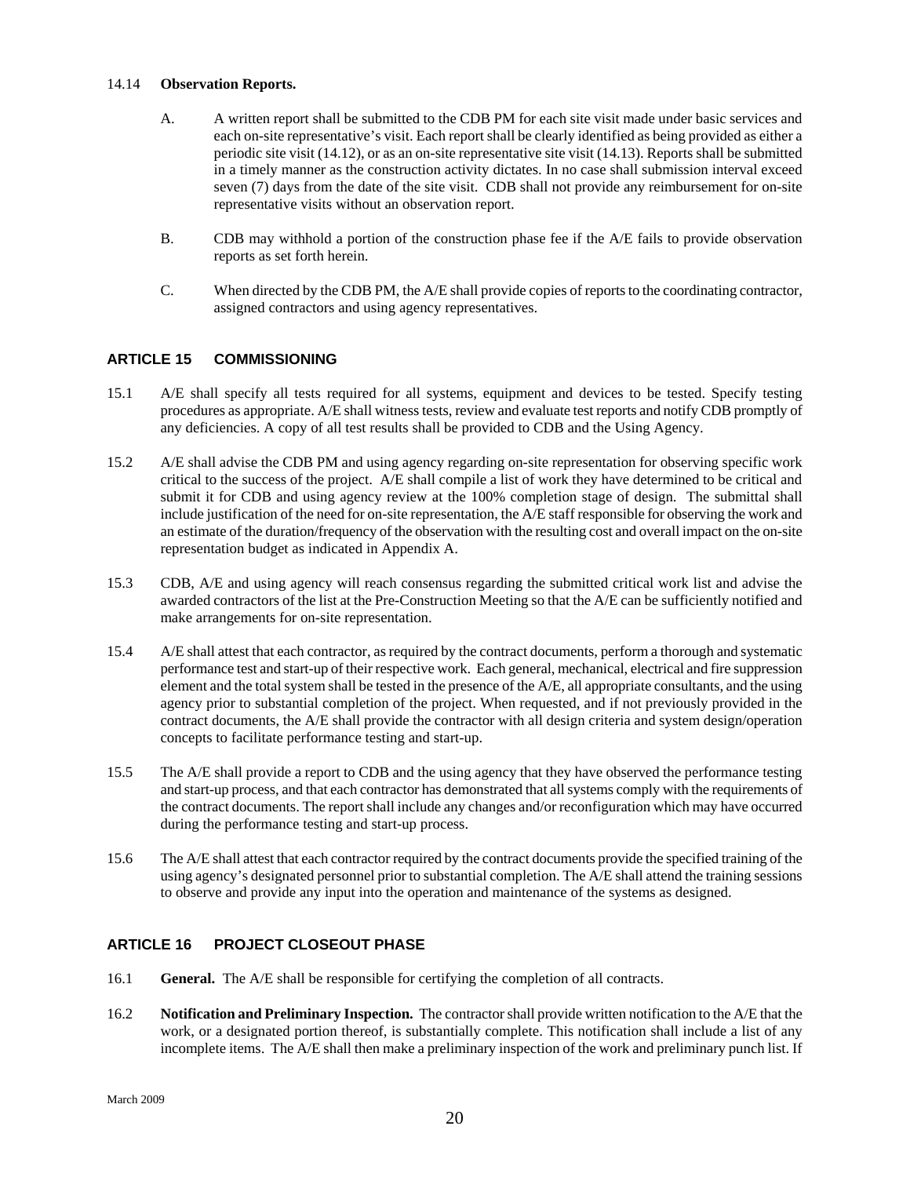14.14 **Observation Reports.**

A. A written report shall be submitted to the CDB PM for each site visit made under basic services and each on-site representative's visit. Each report shall be clearly identified as being provided as either a periodic site visit (14.12), or as an on-site representative site visit (14.13). Reports shall be submitted in a timely manner as the construction activity dictates. In no case shall submission interval exceed seven (7) days from the date of the site visit. CDB shall not provide any reimbursement for on-site representative visits without an observation report.

B. CDB may withhold a portion of the construction phase fee if the A/E fails to provide observation reports as set forth herein.

C. When directed by the CDB PM, the A/E shall provide copies of reports to the coordinating contractor, assigned contractors and using agency representatives.

## ARTICLE 15 COMMISSIONING

15.1 A/E shall specify all tests required for all systems, equipment and devices to be tested. Specify testing procedures as appropriate. A/E shall witness tests, review and evaluate test reports and notify CDB promptly of any deficiencies. A copy of all test results shall be provided to CDB and the Using Agency.

15.2 A/E shall advise the CDB PM and using agency regarding on-site representation for observing specific work critical to the success of the project. A/E shall compile a list of work they have determined to be critical and submit it for CDB and using agency review at the 100% completion stage of design. The submittal shall include justification of the need for on-site representation, the A/E staff responsible for observing the work and an estimate of the duration/frequency of the observation with the resulting cost and overall impact on the on-site representation budget as indicated in Appendix A.

15.3 CDB, A/E and using agency will reach consensus regarding the submitted critical work list and advise the awarded contractors of the list at the Pre-Construction Meeting so that the A/E can be sufficiently notified and make arrangements for on-site representation.

15.4 A/E shall attest that each contractor, as required by the contract documents, perform a thorough and systematic performance test and start-up of their respective work. Each general, mechanical, electrical and fire suppression element and the total system shall be tested in the presence of the A/E, all appropriate consultants, and the using agency prior to substantial completion of the project. When requested, and if not previously provided in the contract documents, the A/E shall provide the contractor with all design criteria and system design/operation concepts to facilitate performance testing and start-up.

15.5 The A/E shall provide a report to CDB and the using agency that they have observed the performance testing and start-up process, and that each contractor has demonstrated that all systems comply with the requirements of the contract documents. The report shall include any changes and/or reconfiguration which may have occurred during the performance testing and start-up process.

15.6 The A/E shall attest that each contractor required by the contract documents provide the specified training of the using agency's designated personnel prior to substantial completion. The A/E shall attend the training sessions to observe and provide any input into the operation and maintenance of the systems as designed.

## ARTICLE 16 PROJECT CLOSEOUT PHASE

16.1 **General.** The A/E shall be responsible for certifying the completion of all contracts.

16.2 **Notification and Preliminary Inspection.** The contractor shall provide written notification to the A/E that the work, or a designated portion thereof, is substantially complete. This notification shall include a list of any incomplete items. The A/E shall then make a preliminary inspection of the work and preliminary punch list. If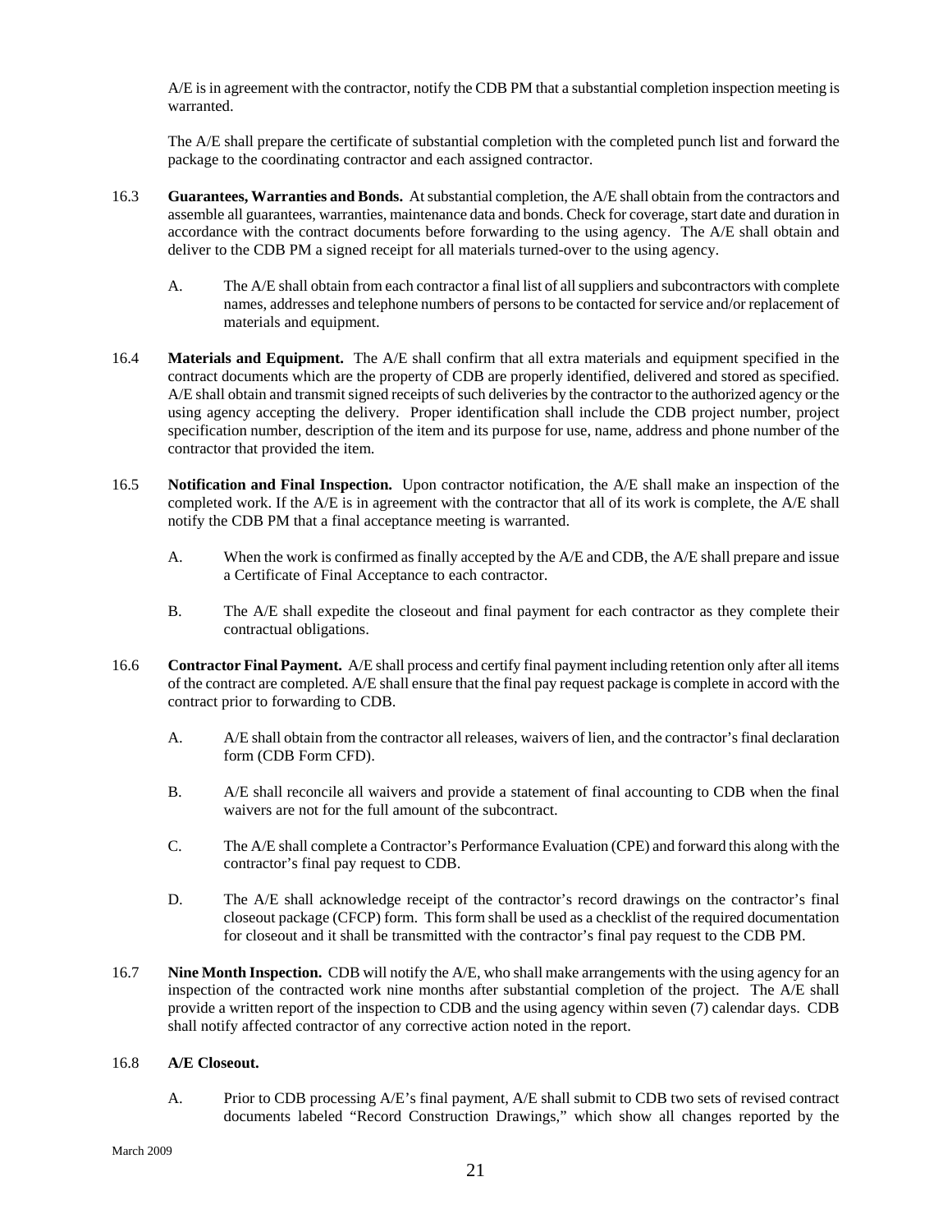A/E is in agreement with the contractor, notify the CDB PM that a substantial completion inspection meeting is warranted.

The A/E shall prepare the certificate of substantial completion with the completed punch list and forward the package to the coordinating contractor and each assigned contractor.

16.3 **Guarantees, Warranties and Bonds.** At substantial completion, the A/E shall obtain from the contractors and assemble all guarantees, warranties, maintenance data and bonds. Check for coverage, start date and duration in accordance with the contract documents before forwarding to the using agency. The A/E shall obtain and deliver to the CDB PM a signed receipt for all materials turned-over to the using agency.

   A. The A/E shall obtain from each contractor a final list of all suppliers and subcontractors with complete names, addresses and telephone numbers of persons to be contacted for service and/or replacement of materials and equipment.

16.4 **Materials and Equipment.** The A/E shall confirm that all extra materials and equipment specified in the contract documents which are the property of CDB are properly identified, delivered and stored as specified. A/E shall obtain and transmit signed receipts of such deliveries by the contractor to the authorized agency or the using agency accepting the delivery. Proper identification shall include the CDB project number, project specification number, description of the item and its purpose for use, name, address and phone number of the contractor that provided the item.

16.5 **Notification and Final Inspection.** Upon contractor notification, the A/E shall make an inspection of the completed work. If the A/E is in agreement with the contractor that all of its work is complete, the A/E shall notify the CDB PM that a final acceptance meeting is warranted.

   A. When the work is confirmed as finally accepted by the A/E and CDB, the A/E shall prepare and issue a Certificate of Final Acceptance to each contractor.

   B. The A/E shall expedite the closeout and final payment for each contractor as they complete their contractual obligations.

16.6 **Contractor Final Payment.** A/E shall process and certify final payment including retention only after all items of the contract are completed. A/E shall ensure that the final pay request package is complete in accord with the contract prior to forwarding to CDB.

   A. A/E shall obtain from the contractor all releases, waivers of lien, and the contractor's final declaration form (CDB Form CFD).

   B. A/E shall reconcile all waivers and provide a statement of final accounting to CDB when the final waivers are not for the full amount of the subcontract.

   C. The A/E shall complete a Contractor's Performance Evaluation (CPE) and forward this along with the contractor's final pay request to CDB.

   D. The A/E shall acknowledge receipt of the contractor's record drawings on the contractor's final closeout package (CFCP) form. This form shall be used as a checklist of the required documentation for closeout and it shall be transmitted with the contractor's final pay request to the CDB PM.

16.7 **Nine Month Inspection.** CDB will notify the A/E, who shall make arrangements with the using agency for an inspection of the contracted work nine months after substantial completion of the project. The A/E shall provide a written report of the inspection to CDB and the using agency within seven (7) calendar days. CDB shall notify affected contractor of any corrective action noted in the report.

16.8 **A/E Closeout.**

   A. Prior to CDB processing A/E's final payment, A/E shall submit to CDB two sets of revised contract documents labeled "Record Construction Drawings," which show all changes reported by the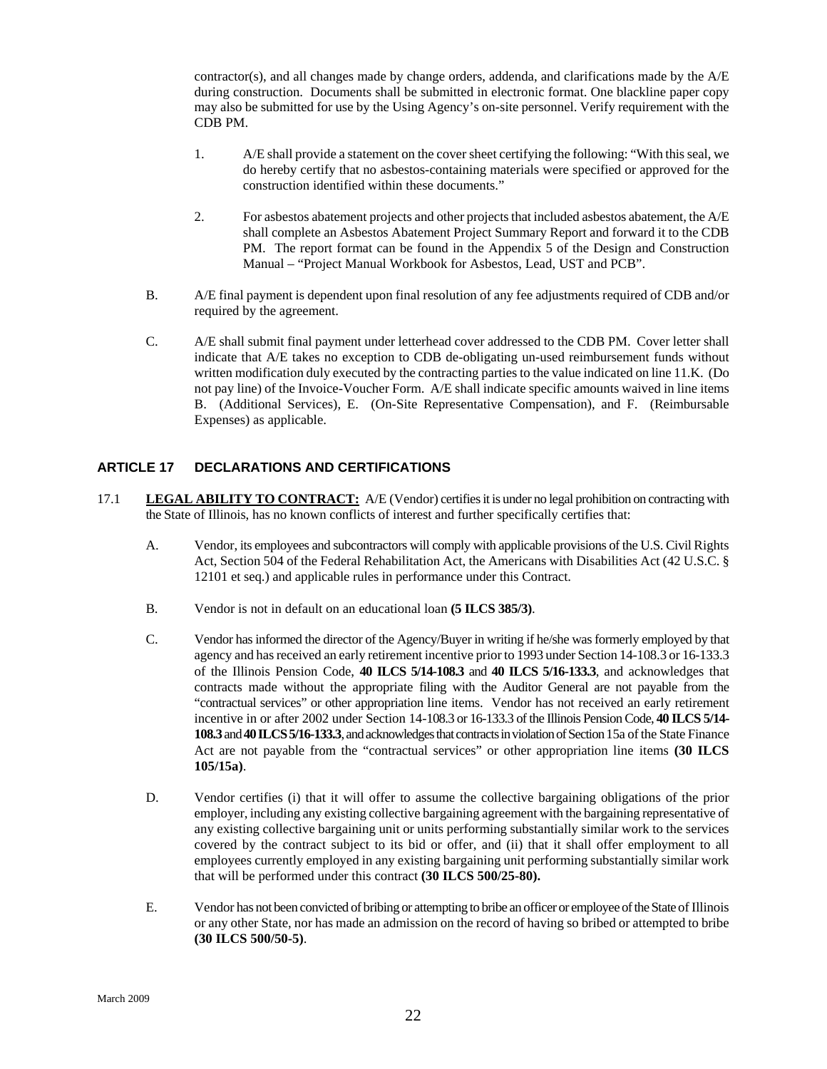contractor(s), and all changes made by change orders, addenda, and clarifications made by the A/E during construction. Documents shall be submitted in electronic format. One blackline paper copy may also be submitted for use by the Using Agency's on-site personnel. Verify requirement with the CDB PM.

1. A/E shall provide a statement on the cover sheet certifying the following: "With this seal, we do hereby certify that no asbestos-containing materials were specified or approved for the construction identified within these documents."

2. For asbestos abatement projects and other projects that included asbestos abatement, the A/E shall complete an Asbestos Abatement Project Summary Report and forward it to the CDB PM. The report format can be found in the Appendix 5 of the Design and Construction Manual – "Project Manual Workbook for Asbestos, Lead, UST and PCB".

B. A/E final payment is dependent upon final resolution of any fee adjustments required of CDB and/or required by the agreement.

C. A/E shall submit final payment under letterhead cover addressed to the CDB PM. Cover letter shall indicate that A/E takes no exception to CDB de-obligating un-used reimbursement funds without written modification duly executed by the contracting parties to the value indicated on line 11.K. (Do not pay line) of the Invoice-Voucher Form. A/E shall indicate specific amounts waived in line items B. (Additional Services), E. (On-Site Representative Compensation), and F. (Reimbursable Expenses) as applicable.

## ARTICLE 17 DECLARATIONS AND CERTIFICATIONS

17.1 **LEGAL ABILITY TO CONTRACT:** A/E (Vendor) certifies it is under no legal prohibition on contracting with the State of Illinois, has no known conflicts of interest and further specifically certifies that:

A. Vendor, its employees and subcontractors will comply with applicable provisions of the U.S. Civil Rights Act, Section 504 of the Federal Rehabilitation Act, the Americans with Disabilities Act (42 U.S.C. § 12101 et seq.) and applicable rules in performance under this Contract.

B. Vendor is not in default on an educational loan **(5 ILCS 385/3)**.

C. Vendor has informed the director of the Agency/Buyer in writing if he/she was formerly employed by that agency and has received an early retirement incentive prior to 1993 under Section 14-108.3 or 16-133.3 of the Illinois Pension Code, **40 ILCS 5/14-108.3** and **40 ILCS 5/16-133.3**, and acknowledges that contracts made without the appropriate filing with the Auditor General are not payable from the "contractual services" or other appropriation line items. Vendor has not received an early retirement incentive in or after 2002 under Section 14-108.3 or 16-133.3 of the Illinois Pension Code, **40 ILCS 5/14-108.3** and **40 ILCS 5/16-133.3**, and acknowledges that contracts in violation of Section 15a of the State Finance Act are not payable from the "contractual services" or other appropriation line items **(30 ILCS 105/15a)**.

D. Vendor certifies (i) that it will offer to assume the collective bargaining obligations of the prior employer, including any existing collective bargaining agreement with the bargaining representative of any existing collective bargaining unit or units performing substantially similar work to the services covered by the contract subject to its bid or offer, and (ii) that it shall offer employment to all employees currently employed in any existing bargaining unit performing substantially similar work that will be performed under this contract **(30 ILCS 500/25-80).**

E. Vendor has not been convicted of bribing or attempting to bribe an officer or employee of the State of Illinois or any other State, nor has made an admission on the record of having so bribed or attempted to bribe **(30 ILCS 500/50-5)**.

March 2009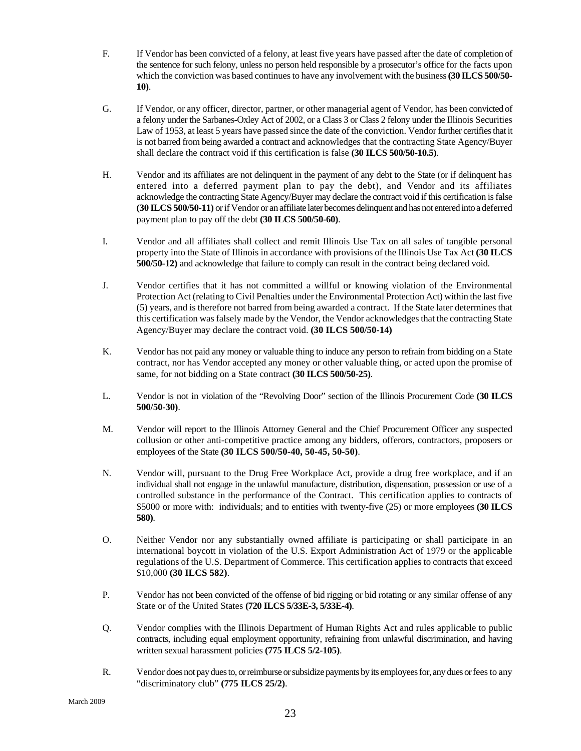F. If Vendor has been convicted of a felony, at least five years have passed after the date of completion of the sentence for such felony, unless no person held responsible by a prosecutor's office for the facts upon which the conviction was based continues to have any involvement with the business **(30 ILCS 500/50-10)**.

G. If Vendor, or any officer, director, partner, or other managerial agent of Vendor, has been convicted of a felony under the Sarbanes-Oxley Act of 2002, or a Class 3 or Class 2 felony under the Illinois Securities Law of 1953, at least 5 years have passed since the date of the conviction. Vendor further certifies that it is not barred from being awarded a contract and acknowledges that the contracting State Agency/Buyer shall declare the contract void if this certification is false **(30 ILCS 500/50-10.5)**.

H. Vendor and its affiliates are not delinquent in the payment of any debt to the State (or if delinquent has entered into a deferred payment plan to pay the debt), and Vendor and its affiliates acknowledge the contracting State Agency/Buyer may declare the contract void if this certification is false **(30 ILCS 500/50-11)** or if Vendor or an affiliate later becomes delinquent and has not entered into a deferred payment plan to pay off the debt **(30 ILCS 500/50-60)**.

I. Vendor and all affiliates shall collect and remit Illinois Use Tax on all sales of tangible personal property into the State of Illinois in accordance with provisions of the Illinois Use Tax Act **(30 ILCS 500/50-12)** and acknowledge that failure to comply can result in the contract being declared void.

J. Vendor certifies that it has not committed a willful or knowing violation of the Environmental Protection Act (relating to Civil Penalties under the Environmental Protection Act) within the last five (5) years, and is therefore not barred from being awarded a contract. If the State later determines that this certification was falsely made by the Vendor, the Vendor acknowledges that the contracting State Agency/Buyer may declare the contract void. **(30 ILCS 500/50-14)**

K. Vendor has not paid any money or valuable thing to induce any person to refrain from bidding on a State contract, nor has Vendor accepted any money or other valuable thing, or acted upon the promise of same, for not bidding on a State contract **(30 ILCS 500/50-25)**.

L. Vendor is not in violation of the "Revolving Door" section of the Illinois Procurement Code **(30 ILCS 500/50-30)**.

M. Vendor will report to the Illinois Attorney General and the Chief Procurement Officer any suspected collusion or other anti-competitive practice among any bidders, offerors, contractors, proposers or employees of the State **(30 ILCS 500/50-40, 50-45, 50-50)**.

N. Vendor will, pursuant to the Drug Free Workplace Act, provide a drug free workplace, and if an individual shall not engage in the unlawful manufacture, distribution, dispensation, possession or use of a controlled substance in the performance of the Contract. This certification applies to contracts of \$5000 or more with: individuals; and to entities with twenty-five (25) or more employees **(30 ILCS 580)**.

O. Neither Vendor nor any substantially owned affiliate is participating or shall participate in an international boycott in violation of the U.S. Export Administration Act of 1979 or the applicable regulations of the U.S. Department of Commerce. This certification applies to contracts that exceed \$10,000 **(30 ILCS 582)**.

P. Vendor has not been convicted of the offense of bid rigging or bid rotating or any similar offense of any State or of the United States **(720 ILCS 5/33E-3, 5/33E-4)**.

Q. Vendor complies with the Illinois Department of Human Rights Act and rules applicable to public contracts, including equal employment opportunity, refraining from unlawful discrimination, and having written sexual harassment policies **(775 ILCS 5/2-105)**.

R. Vendor does not pay dues to, or reimburse or subsidize payments by its employees for, any dues or fees to any "discriminatory club" **(775 ILCS 25/2)**.

March 2009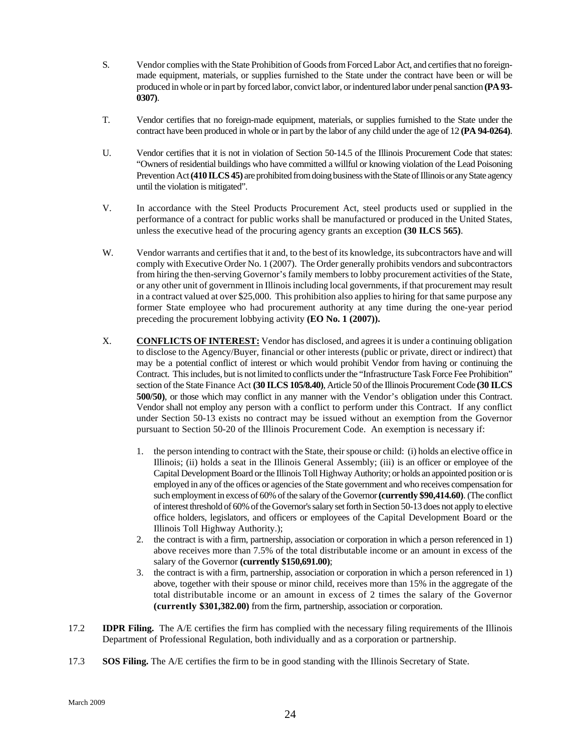S. Vendor complies with the State Prohibition of Goods from Forced Labor Act, and certifies that no foreign-made equipment, materials, or supplies furnished to the State under the contract have been or will be produced in whole or in part by forced labor, convict labor, or indentured labor under penal sanction **(PA 93-0307)**.

T. Vendor certifies that no foreign-made equipment, materials, or supplies furnished to the State under the contract have been produced in whole or in part by the labor of any child under the age of 12 **(PA 94-0264)**.

U. Vendor certifies that it is not in violation of Section 50-14.5 of the Illinois Procurement Code that states: "Owners of residential buildings who have committed a willful or knowing violation of the Lead Poisoning Prevention Act **(410 ILCS 45)** are prohibited from doing business with the State of Illinois or any State agency until the violation is mitigated".

V. In accordance with the Steel Products Procurement Act, steel products used or supplied in the performance of a contract for public works shall be manufactured or produced in the United States, unless the executive head of the procuring agency grants an exception **(30 ILCS 565)**.

W. Vendor warrants and certifies that it and, to the best of its knowledge, its subcontractors have and will comply with Executive Order No. 1 (2007). The Order generally prohibits vendors and subcontractors from hiring the then-serving Governor's family members to lobby procurement activities of the State, or any other unit of government in Illinois including local governments, if that procurement may result in a contract valued at over $25,000. This prohibition also applies to hiring for that same purpose any former State employee who had procurement authority at any time during the one-year period preceding the procurement lobbying activity **(EO No. 1 (2007)).**

X. **CONFLICTS OF INTEREST:** Vendor has disclosed, and agrees it is under a continuing obligation to disclose to the Agency/Buyer, financial or other interests (public or private, direct or indirect) that may be a potential conflict of interest or which would prohibit Vendor from having or continuing the Contract. This includes, but is not limited to conflicts under the "Infrastructure Task Force Fee Prohibition" section of the State Finance Act **(30 ILCS 105/8.40)**, Article 50 of the Illinois Procurement Code **(30 ILCS 500/50)**, or those which may conflict in any manner with the Vendor's obligation under this Contract. Vendor shall not employ any person with a conflict to perform under this Contract. If any conflict under Section 50-13 exists no contract may be issued without an exemption from the Governor pursuant to Section 50-20 of the Illinois Procurement Code. An exemption is necessary if:

1. the person intending to contract with the State, their spouse or child: (i) holds an elective office in Illinois; (ii) holds a seat in the Illinois General Assembly; (iii) is an officer or employee of the Capital Development Board or the Illinois Toll Highway Authority; or holds an appointed position or is employed in any of the offices or agencies of the State government and who receives compensation for such employment in excess of 60% of the salary of the Governor **(currently $90,414.60)**. (The conflict of interest threshold of 60% of the Governor's salary set forth in Section 50-13 does not apply to elective office holders, legislators, and officers or employees of the Capital Development Board or the Illinois Toll Highway Authority.);
2. the contract is with a firm, partnership, association or corporation in which a person referenced in 1) above receives more than 7.5% of the total distributable income or an amount in excess of the salary of the Governor **(currently $150,691.00)**;
3. the contract is with a firm, partnership, association or corporation in which a person referenced in 1) above, together with their spouse or minor child, receives more than 15% in the aggregate of the total distributable income or an amount in excess of 2 times the salary of the Governor **(currently $301,382.00)** from the firm, partnership, association or corporation.

17.2 **IDPR Filing.** The A/E certifies the firm has complied with the necessary filing requirements of the Illinois Department of Professional Regulation, both individually and as a corporation or partnership.

17.3 **SOS Filing.** The A/E certifies the firm to be in good standing with the Illinois Secretary of State.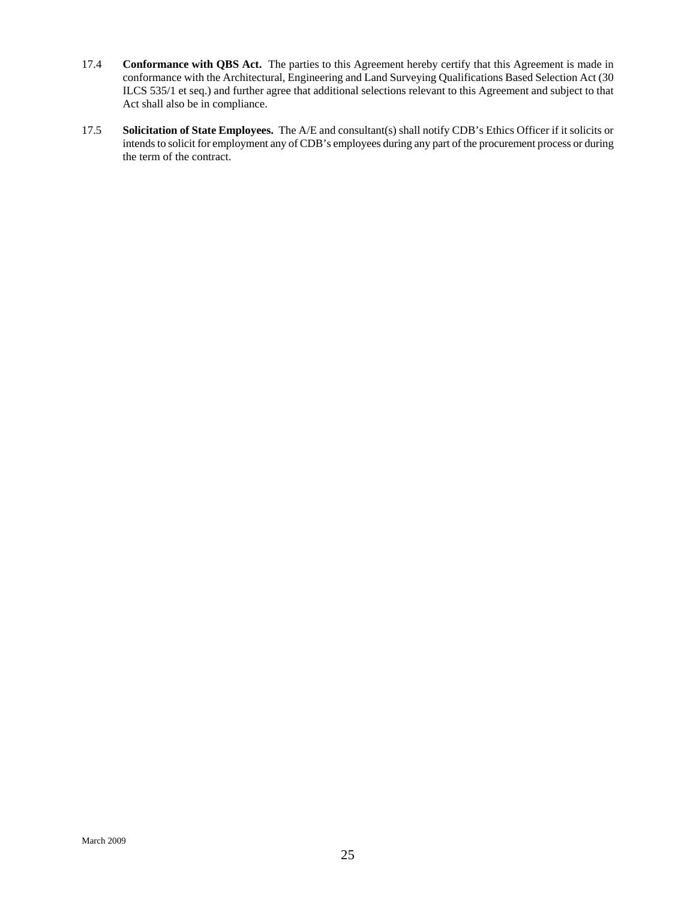17.4 **Conformance with QBS Act.** The parties to this Agreement hereby certify that this Agreement is made in conformance with the Architectural, Engineering and Land Surveying Qualifications Based Selection Act (30 ILCS 535/1 et seq.) and further agree that additional selections relevant to this Agreement and subject to that Act shall also be in compliance.

17.5 **Solicitation of State Employees.** The A/E and consultant(s) shall notify CDB's Ethics Officer if it solicits or intends to solicit for employment any of CDB's employees during any part of the procurement process or during the term of the contract.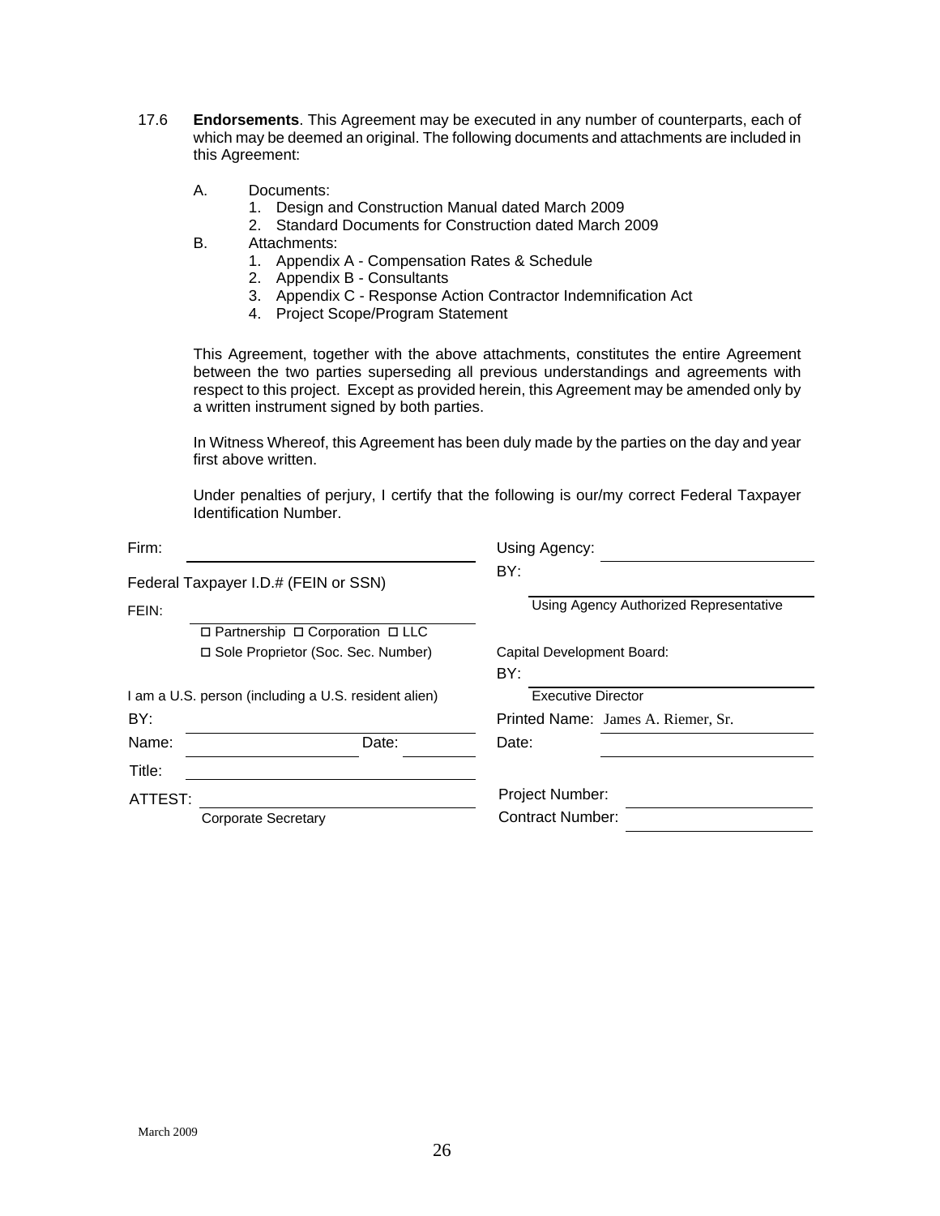17.6 **Endorsements**. This Agreement may be executed in any number of counterparts, each of which may be deemed an original. The following documents and attachments are included in this Agreement:

A. Documents:
   1. Design and Construction Manual dated March 2009
   2. Standard Documents for Construction dated March 2009

B. Attachments:
   1. Appendix A - Compensation Rates & Schedule
   2. Appendix B - Consultants
   3. Appendix C - Response Action Contractor Indemnification Act
   4. Project Scope/Program Statement

This Agreement, together with the above attachments, constitutes the entire Agreement between the two parties superseding all previous understandings and agreements with respect to this project. Except as provided herein, this Agreement may be amended only by a written instrument signed by both parties.

In Witness Whereof, this Agreement has been duly made by the parties on the day and year first above written.

Under penalties of perjury, I certify that the following is our/my correct Federal Taxpayer Identification Number.

Firm: ______________________________

Federal Taxpayer I.D.# (FEIN or SSN)

FEIN: ______________________________

☐ Partnership ☐ Corporation ☐ LLC

☐ Sole Proprietor (Soc. Sec. Number)

I am a U.S. person (including a U.S. resident alien)

BY:

Name: ____________________ Date: __________

Title: ______________________________

ATTEST: ______________________________

Corporate Secretary

Using Agency: ______________________________

BY: ______________________________

Using Agency Authorized Representative

Capital Development Board:

BY: ______________________________

Executive Director

Printed Name: James A. Riemer, Sr.

Date: ______________________________

Project Number: ______________________________

Contract Number: ______________________________

March 2009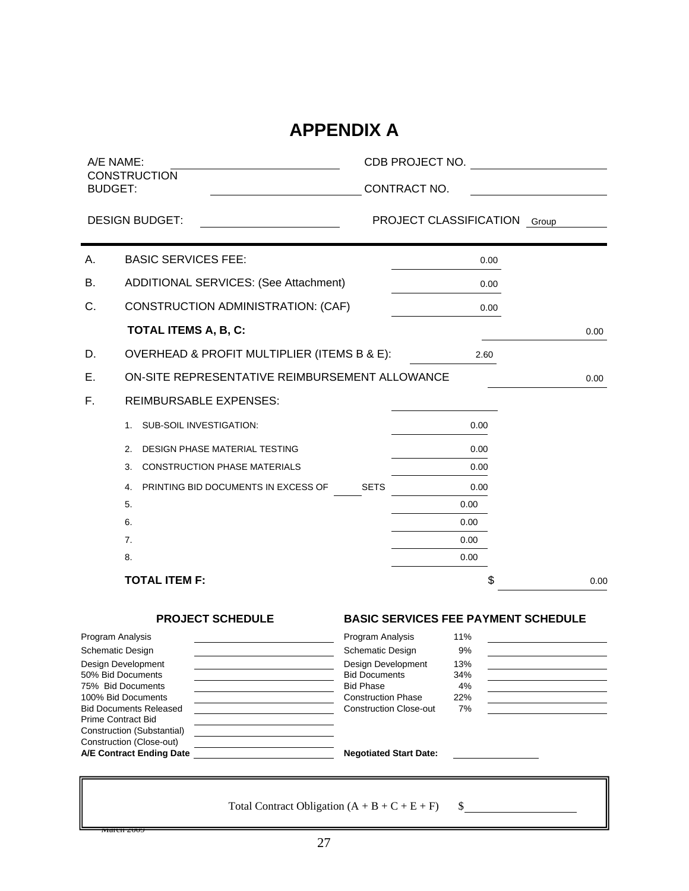# APPENDIX A

A/E NAME: ______________________ CDB PROJECT NO. ______________________

CONSTRUCTION BUDGET: ______________________ CONTRACT NO. ______________________

DESIGN BUDGET: ______________________ PROJECT CLASSIFICATION Group ______

| | | | |
|---|---|---|---|
| A. | BASIC SERVICES FEE: | 0.00 | |
| B. | ADDITIONAL SERVICES: (See Attachment) | 0.00 | |
| C. | CONSTRUCTION ADMINISTRATION: (CAF) | 0.00 | |
| | **TOTAL ITEMS A, B, C:** | | 0.00 |
| D. | OVERHEAD & PROFIT MULTIPLIER (ITEMS B & E): | 2.60 | |
| E. | ON-SITE REPRESENTATIVE REIMBURSEMENT ALLOWANCE | | 0.00 |
| F. | REIMBURSABLE EXPENSES: | | |
| | 1. SUB-SOIL INVESTIGATION: | 0.00 | |
| | 2. DESIGN PHASE MATERIAL TESTING | 0.00 | |
| | 3. CONSTRUCTION PHASE MATERIALS | 0.00 | |
| | 4. PRINTING BID DOCUMENTS IN EXCESS OF ____ SETS | 0.00 | |
| | 5. | 0.00 | |
| | 6. | 0.00 | |
| | 7. | 0.00 | |
| | 8. | 0.00 | |
| | **TOTAL ITEM F:** | $ | 0.00 |

| **PROJECT SCHEDULE** | | **BASIC SERVICES FEE PAYMENT SCHEDULE** | | |
|---|---|---|---|---|
| Program Analysis | | Program Analysis | 11% | |
| Schematic Design | | Schematic Design | 9% | |
| Design Development | | Design Development | 13% | |
| 50% Bid Documents | | Bid Documents | 34% | |
| 75% Bid Documents | | Bid Phase | 4% | |
| 100% Bid Documents | | Construction Phase | 22% | |
| Bid Documents Released | | Construction Close-out | 7% | |
| Prime Contract Bid | | | | |
| Construction (Substantial) | | | | |
| Construction (Close-out) | | | | |
| **A/E Contract Ending Date** | | **Negotiated Start Date:** | | |

Total Contract Obligation (A + B + C + E + F) $ ______________________

March 2009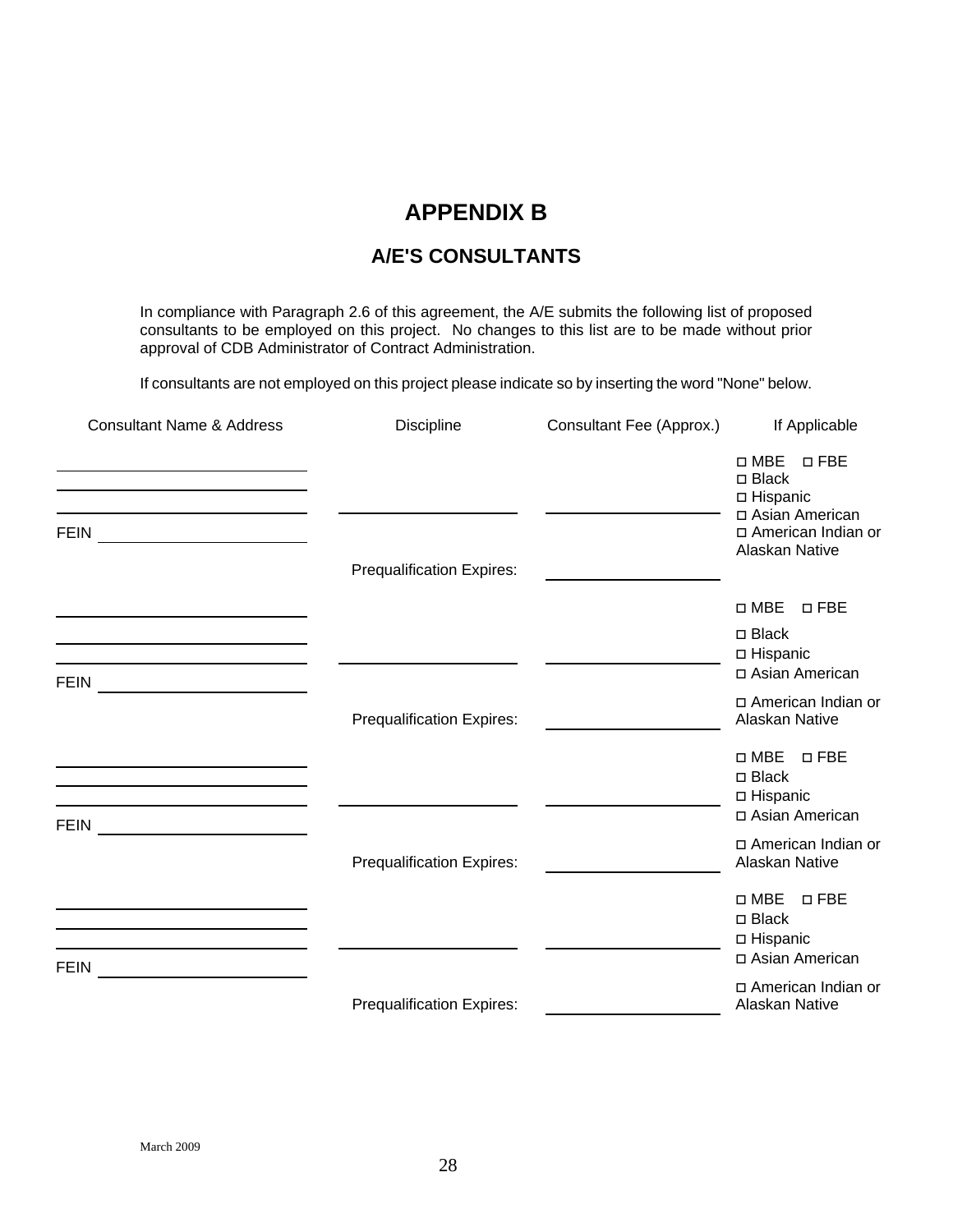# APPENDIX B

## A/E'S CONSULTANTS

In compliance with Paragraph 2.6 of this agreement, the A/E submits the following list of proposed consultants to be employed on this project. No changes to this list are to be made without prior approval of CDB Administrator of Contract Administration.

If consultants are not employed on this project please indicate so by inserting the word "None" below.

| Consultant Name & Address | Discipline | Consultant Fee (Approx.) | If Applicable |
|---|---|---|---|
| ______________________<br>______________________<br>______________________<br>FEIN ________________ | ________________<br><br>Prequalification Expires: | ________________<br><br>________________ | ◻ MBE ◻ FBE<br>◻ Black<br>◻ Hispanic<br>◻ Asian American<br>◻ American Indian or Alaskan Native |
| ______________________<br>______________________<br>______________________<br>FEIN ________________ | ________________<br><br>Prequalification Expires: | ________________<br><br>________________ | ◻ MBE ◻ FBE<br>◻ Black<br>◻ Hispanic<br>◻ Asian American<br>◻ American Indian or Alaskan Native |
| ______________________<br>______________________<br>______________________<br>FEIN ________________ | ________________<br><br>Prequalification Expires: | ________________<br><br>________________ | ◻ MBE ◻ FBE<br>◻ Black<br>◻ Hispanic<br>◻ Asian American<br>◻ American Indian or Alaskan Native |
| ______________________<br>______________________<br>______________________<br>FEIN ________________ | ________________<br><br>Prequalification Expires: | ________________<br><br>________________ | ◻ MBE ◻ FBE<br>◻ Black<br>◻ Hispanic<br>◻ Asian American<br>◻ American Indian or Alaskan Native |

March 2009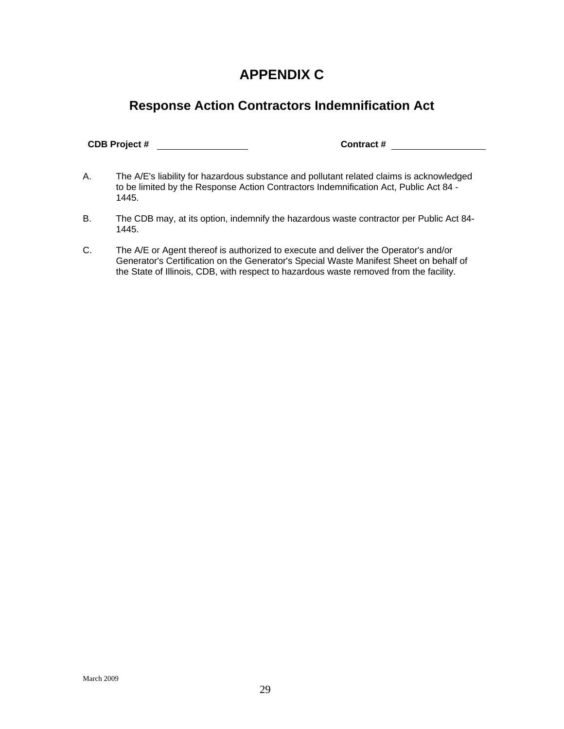# APPENDIX C

## Response Action Contractors Indemnification Act

**CDB Project #** ______________ **Contract #** ______________

A. The A/E's liability for hazardous substance and pollutant related claims is acknowledged to be limited by the Response Action Contractors Indemnification Act, Public Act 84 - 1445.

B. The CDB may, at its option, indemnify the hazardous waste contractor per Public Act 84-1445.

C. The A/E or Agent thereof is authorized to execute and deliver the Operator's and/or Generator's Certification on the Generator's Special Waste Manifest Sheet on behalf of the State of Illinois, CDB, with respect to hazardous waste removed from the facility.